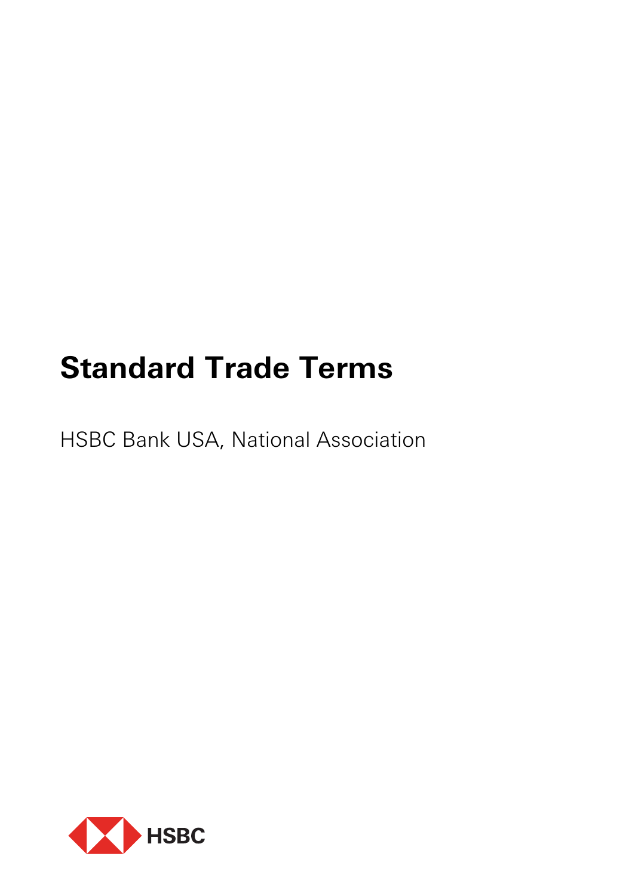# Standard Trade Terms

HSBC Bank USA, National Association

HSBC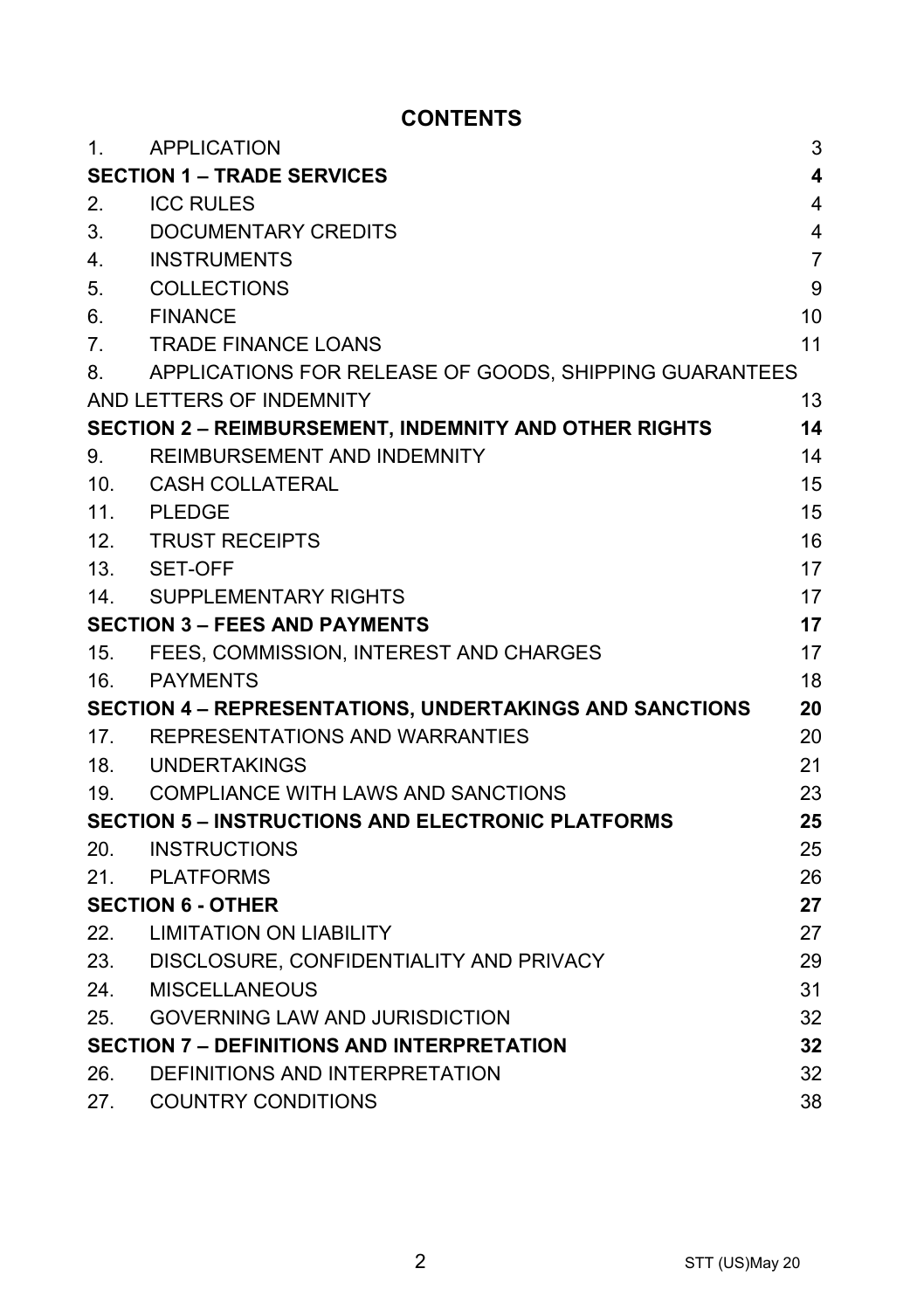# CONTENTS

| | | |
|---|---|---|
| 1. | APPLICATION | 3 |
| **SECTION 1 – TRADE SERVICES** | | **4** |
| 2. | ICC RULES | 4 |
| 3. | DOCUMENTARY CREDITS | 4 |
| 4. | INSTRUMENTS | 7 |
| 5. | COLLECTIONS | 9 |
| 6. | FINANCE | 10 |
| 7. | TRADE FINANCE LOANS | 11 |
| 8. | APPLICATIONS FOR RELEASE OF GOODS, SHIPPING GUARANTEES AND LETTERS OF INDEMNITY | 13 |
| **SECTION 2 – REIMBURSEMENT, INDEMNITY AND OTHER RIGHTS** | | **14** |
| 9. | REIMBURSEMENT AND INDEMNITY | 14 |
| 10. | CASH COLLATERAL | 15 |
| 11. | PLEDGE | 15 |
| 12. | TRUST RECEIPTS | 16 |
| 13. | SET-OFF | 17 |
| 14. | SUPPLEMENTARY RIGHTS | 17 |
| **SECTION 3 – FEES AND PAYMENTS** | | **17** |
| 15. | FEES, COMMISSION, INTEREST AND CHARGES | 17 |
| 16. | PAYMENTS | 18 |
| **SECTION 4 – REPRESENTATIONS, UNDERTAKINGS AND SANCTIONS** | | **20** |
| 17. | REPRESENTATIONS AND WARRANTIES | 20 |
| 18. | UNDERTAKINGS | 21 |
| 19. | COMPLIANCE WITH LAWS AND SANCTIONS | 23 |
| **SECTION 5 – INSTRUCTIONS AND ELECTRONIC PLATFORMS** | | **25** |
| 20. | INSTRUCTIONS | 25 |
| 21. | PLATFORMS | 26 |
| **SECTION 6 - OTHER** | | **27** |
| 22. | LIMITATION ON LIABILITY | 27 |
| 23. | DISCLOSURE, CONFIDENTIALITY AND PRIVACY | 29 |
| 24. | MISCELLANEOUS | 31 |
| 25. | GOVERNING LAW AND JURISDICTION | 32 |
| **SECTION 7 – DEFINITIONS AND INTERPRETATION** | | **32** |
| 26. | DEFINITIONS AND INTERPRETATION | 32 |
| 27. | COUNTRY CONDITIONS | 38 |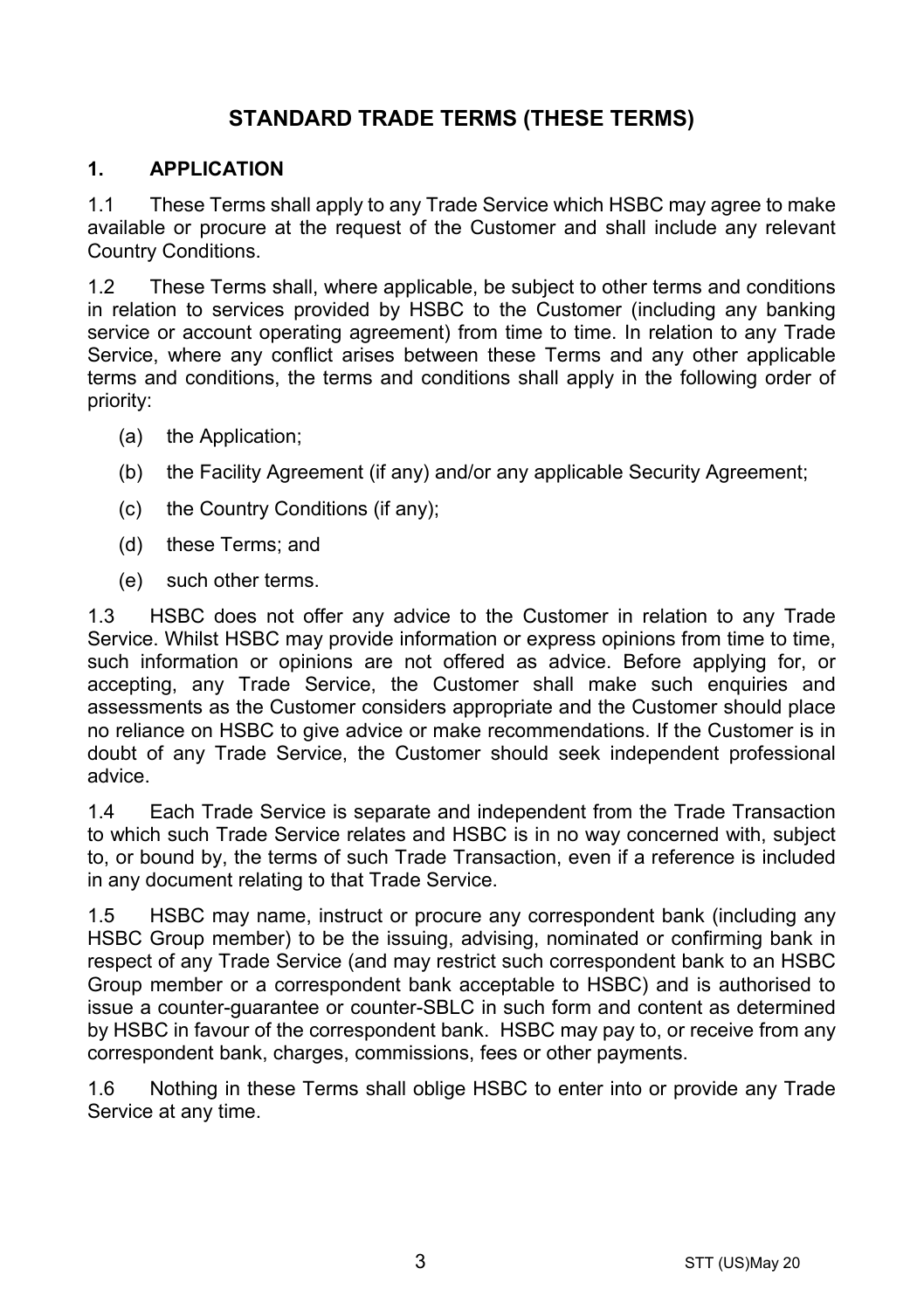# STANDARD TRADE TERMS (THESE TERMS)

## 1. APPLICATION

1.1 These Terms shall apply to any Trade Service which HSBC may agree to make available or procure at the request of the Customer and shall include any relevant Country Conditions.

1.2 These Terms shall, where applicable, be subject to other terms and conditions in relation to services provided by HSBC to the Customer (including any banking service or account operating agreement) from time to time. In relation to any Trade Service, where any conflict arises between these Terms and any other applicable terms and conditions, the terms and conditions shall apply in the following order of priority:

(a) the Application;

(b) the Facility Agreement (if any) and/or any applicable Security Agreement;

(c) the Country Conditions (if any);

(d) these Terms; and

(e) such other terms.

1.3 HSBC does not offer any advice to the Customer in relation to any Trade Service. Whilst HSBC may provide information or express opinions from time to time, such information or opinions are not offered as advice. Before applying for, or accepting, any Trade Service, the Customer shall make such enquiries and assessments as the Customer considers appropriate and the Customer should place no reliance on HSBC to give advice or make recommendations. If the Customer is in doubt of any Trade Service, the Customer should seek independent professional advice.

1.4 Each Trade Service is separate and independent from the Trade Transaction to which such Trade Service relates and HSBC is in no way concerned with, subject to, or bound by, the terms of such Trade Transaction, even if a reference is included in any document relating to that Trade Service.

1.5 HSBC may name, instruct or procure any correspondent bank (including any HSBC Group member) to be the issuing, advising, nominated or confirming bank in respect of any Trade Service (and may restrict such correspondent bank to an HSBC Group member or a correspondent bank acceptable to HSBC) and is authorised to issue a counter-guarantee or counter-SBLC in such form and content as determined by HSBC in favour of the correspondent bank. HSBC may pay to, or receive from any correspondent bank, charges, commissions, fees or other payments.

1.6 Nothing in these Terms shall oblige HSBC to enter into or provide any Trade Service at any time.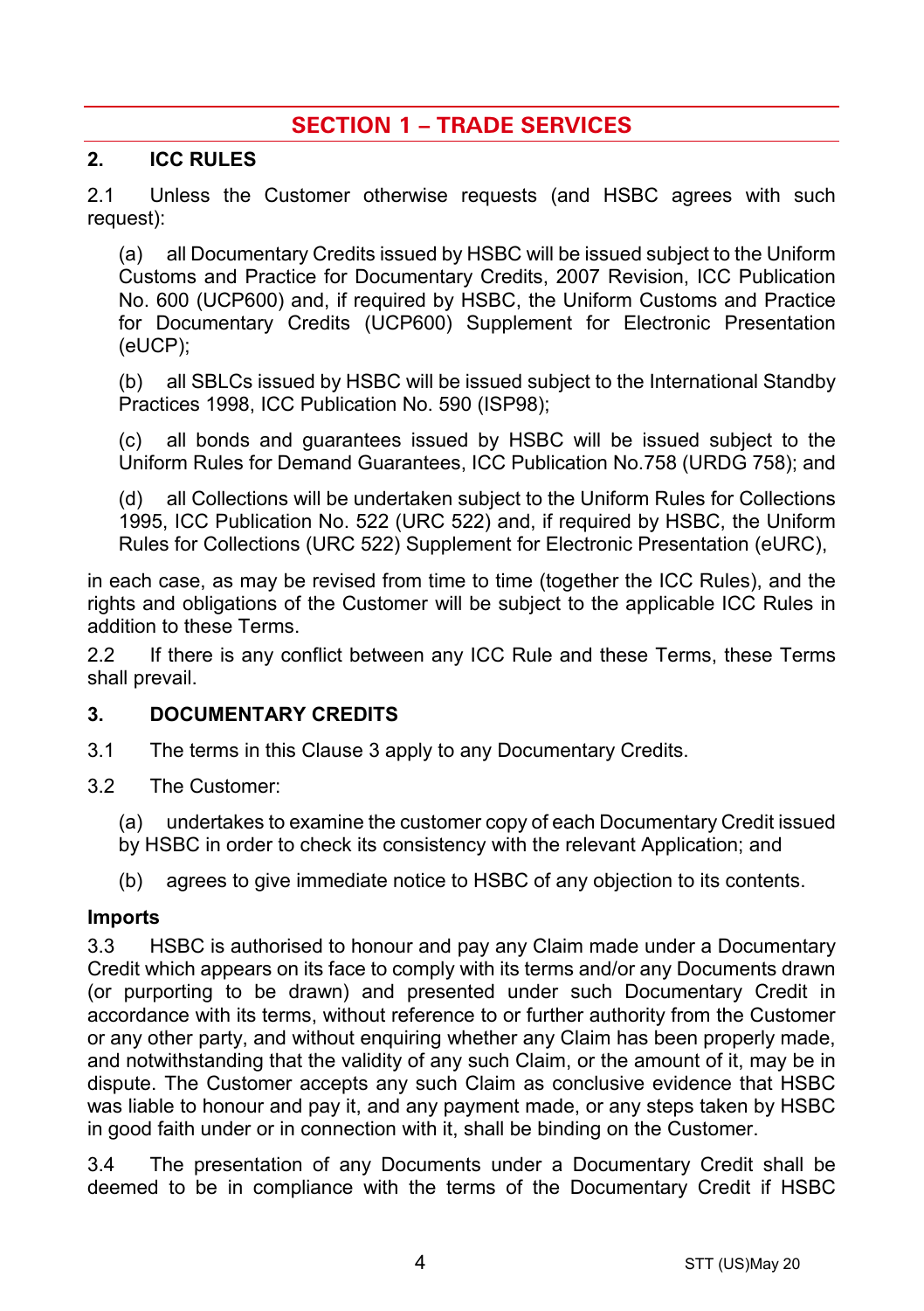# SECTION 1 – TRADE SERVICES

## 2. ICC RULES

2.1 Unless the Customer otherwise requests (and HSBC agrees with such request):

(a) all Documentary Credits issued by HSBC will be issued subject to the Uniform Customs and Practice for Documentary Credits, 2007 Revision, ICC Publication No. 600 (UCP600) and, if required by HSBC, the Uniform Customs and Practice for Documentary Credits (UCP600) Supplement for Electronic Presentation (eUCP);

(b) all SBLCs issued by HSBC will be issued subject to the International Standby Practices 1998, ICC Publication No. 590 (ISP98);

(c) all bonds and guarantees issued by HSBC will be issued subject to the Uniform Rules for Demand Guarantees, ICC Publication No.758 (URDG 758); and

(d) all Collections will be undertaken subject to the Uniform Rules for Collections 1995, ICC Publication No. 522 (URC 522) and, if required by HSBC, the Uniform Rules for Collections (URC 522) Supplement for Electronic Presentation (eURC),

in each case, as may be revised from time to time (together the ICC Rules), and the rights and obligations of the Customer will be subject to the applicable ICC Rules in addition to these Terms.

2.2 If there is any conflict between any ICC Rule and these Terms, these Terms shall prevail.

## 3. DOCUMENTARY CREDITS

3.1 The terms in this Clause 3 apply to any Documentary Credits.

3.2 The Customer:

(a) undertakes to examine the customer copy of each Documentary Credit issued by HSBC in order to check its consistency with the relevant Application; and

(b) agrees to give immediate notice to HSBC of any objection to its contents.

**Imports**

3.3 HSBC is authorised to honour and pay any Claim made under a Documentary Credit which appears on its face to comply with its terms and/or any Documents drawn (or purporting to be drawn) and presented under such Documentary Credit in accordance with its terms, without reference to or further authority from the Customer or any other party, and without enquiring whether any Claim has been properly made, and notwithstanding that the validity of any such Claim, or the amount of it, may be in dispute. The Customer accepts any such Claim as conclusive evidence that HSBC was liable to honour and pay it, and any payment made, or any steps taken by HSBC in good faith under or in connection with it, shall be binding on the Customer.

3.4 The presentation of any Documents under a Documentary Credit shall be deemed to be in compliance with the terms of the Documentary Credit if HSBC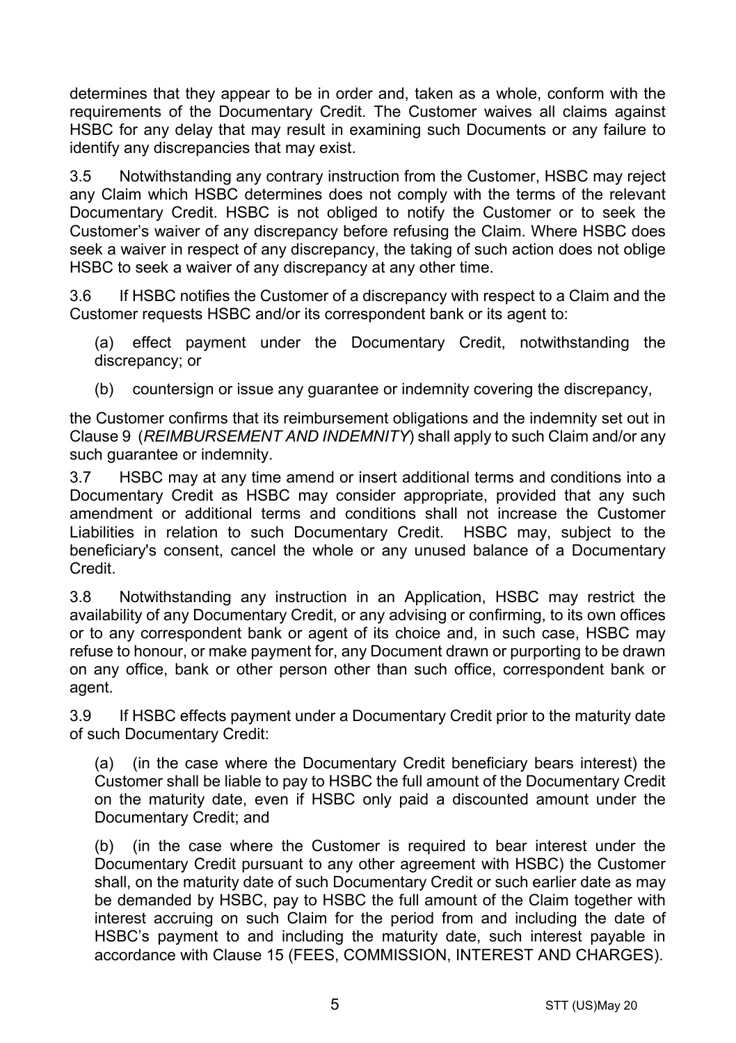determines that they appear to be in order and, taken as a whole, conform with the requirements of the Documentary Credit. The Customer waives all claims against HSBC for any delay that may result in examining such Documents or any failure to identify any discrepancies that may exist.

3.5 Notwithstanding any contrary instruction from the Customer, HSBC may reject any Claim which HSBC determines does not comply with the terms of the relevant Documentary Credit. HSBC is not obliged to notify the Customer or to seek the Customer's waiver of any discrepancy before refusing the Claim. Where HSBC does seek a waiver in respect of any discrepancy, the taking of such action does not oblige HSBC to seek a waiver of any discrepancy at any other time.

3.6 If HSBC notifies the Customer of a discrepancy with respect to a Claim and the Customer requests HSBC and/or its correspondent bank or its agent to:

(a) effect payment under the Documentary Credit, notwithstanding the discrepancy; or

(b) countersign or issue any guarantee or indemnity covering the discrepancy,

the Customer confirms that its reimbursement obligations and the indemnity set out in Clause 9 (*REIMBURSEMENT AND INDEMNITY*) shall apply to such Claim and/or any such guarantee or indemnity.

3.7 HSBC may at any time amend or insert additional terms and conditions into a Documentary Credit as HSBC may consider appropriate, provided that any such amendment or additional terms and conditions shall not increase the Customer Liabilities in relation to such Documentary Credit. HSBC may, subject to the beneficiary's consent, cancel the whole or any unused balance of a Documentary Credit.

3.8 Notwithstanding any instruction in an Application, HSBC may restrict the availability of any Documentary Credit, or any advising or confirming, to its own offices or to any correspondent bank or agent of its choice and, in such case, HSBC may refuse to honour, or make payment for, any Document drawn or purporting to be drawn on any office, bank or other person other than such office, correspondent bank or agent.

3.9 If HSBC effects payment under a Documentary Credit prior to the maturity date of such Documentary Credit:

(a) (in the case where the Documentary Credit beneficiary bears interest) the Customer shall be liable to pay to HSBC the full amount of the Documentary Credit on the maturity date, even if HSBC only paid a discounted amount under the Documentary Credit; and

(b) (in the case where the Customer is required to bear interest under the Documentary Credit pursuant to any other agreement with HSBC) the Customer shall, on the maturity date of such Documentary Credit or such earlier date as may be demanded by HSBC, pay to HSBC the full amount of the Claim together with interest accruing on such Claim for the period from and including the date of HSBC's payment to and including the maturity date, such interest payable in accordance with Clause 15 (FEES, COMMISSION, INTEREST AND CHARGES).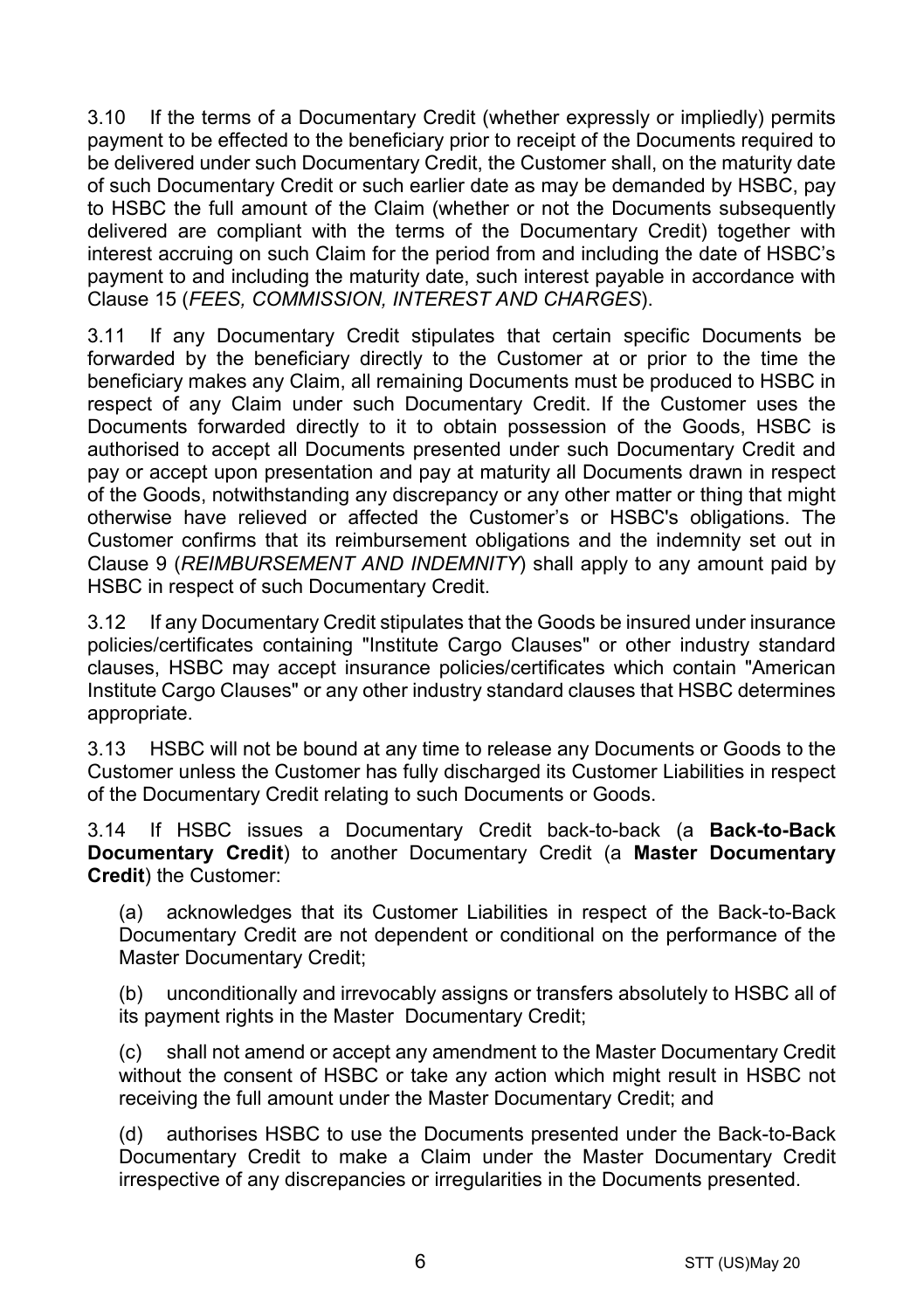3.10 If the terms of a Documentary Credit (whether expressly or impliedly) permits payment to be effected to the beneficiary prior to receipt of the Documents required to be delivered under such Documentary Credit, the Customer shall, on the maturity date of such Documentary Credit or such earlier date as may be demanded by HSBC, pay to HSBC the full amount of the Claim (whether or not the Documents subsequently delivered are compliant with the terms of the Documentary Credit) together with interest accruing on such Claim for the period from and including the date of HSBC's payment to and including the maturity date, such interest payable in accordance with Clause 15 (*FEES, COMMISSION, INTEREST AND CHARGES*).

3.11 If any Documentary Credit stipulates that certain specific Documents be forwarded by the beneficiary directly to the Customer at or prior to the time the beneficiary makes any Claim, all remaining Documents must be produced to HSBC in respect of any Claim under such Documentary Credit. If the Customer uses the Documents forwarded directly to it to obtain possession of the Goods, HSBC is authorised to accept all Documents presented under such Documentary Credit and pay or accept upon presentation and pay at maturity all Documents drawn in respect of the Goods, notwithstanding any discrepancy or any other matter or thing that might otherwise have relieved or affected the Customer's or HSBC's obligations. The Customer confirms that its reimbursement obligations and the indemnity set out in Clause 9 (*REIMBURSEMENT AND INDEMNITY*) shall apply to any amount paid by HSBC in respect of such Documentary Credit.

3.12 If any Documentary Credit stipulates that the Goods be insured under insurance policies/certificates containing "Institute Cargo Clauses" or other industry standard clauses, HSBC may accept insurance policies/certificates which contain "American Institute Cargo Clauses" or any other industry standard clauses that HSBC determines appropriate.

3.13 HSBC will not be bound at any time to release any Documents or Goods to the Customer unless the Customer has fully discharged its Customer Liabilities in respect of the Documentary Credit relating to such Documents or Goods.

3.14 If HSBC issues a Documentary Credit back-to-back (a **Back-to-Back Documentary Credit**) to another Documentary Credit (a **Master Documentary Credit**) the Customer:

(a) acknowledges that its Customer Liabilities in respect of the Back-to-Back Documentary Credit are not dependent or conditional on the performance of the Master Documentary Credit;

(b) unconditionally and irrevocably assigns or transfers absolutely to HSBC all of its payment rights in the Master Documentary Credit;

(c) shall not amend or accept any amendment to the Master Documentary Credit without the consent of HSBC or take any action which might result in HSBC not receiving the full amount under the Master Documentary Credit; and

(d) authorises HSBC to use the Documents presented under the Back-to-Back Documentary Credit to make a Claim under the Master Documentary Credit irrespective of any discrepancies or irregularities in the Documents presented.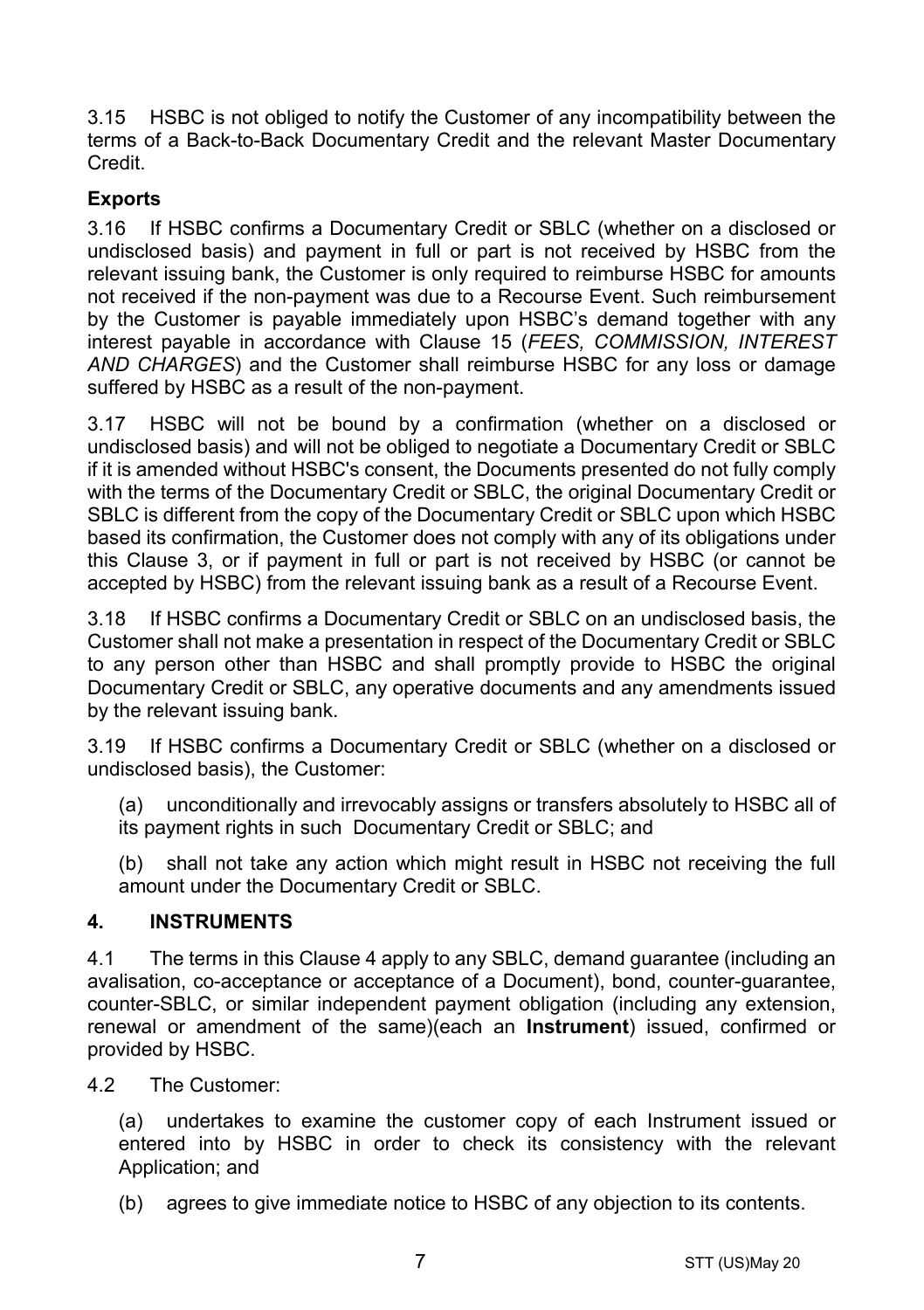3.15 HSBC is not obliged to notify the Customer of any incompatibility between the terms of a Back-to-Back Documentary Credit and the relevant Master Documentary Credit.

**Exports**

3.16 If HSBC confirms a Documentary Credit or SBLC (whether on a disclosed or undisclosed basis) and payment in full or part is not received by HSBC from the relevant issuing bank, the Customer is only required to reimburse HSBC for amounts not received if the non-payment was due to a Recourse Event. Such reimbursement by the Customer is payable immediately upon HSBC's demand together with any interest payable in accordance with Clause 15 (*FEES, COMMISSION, INTEREST AND CHARGES*) and the Customer shall reimburse HSBC for any loss or damage suffered by HSBC as a result of the non-payment.

3.17 HSBC will not be bound by a confirmation (whether on a disclosed or undisclosed basis) and will not be obliged to negotiate a Documentary Credit or SBLC if it is amended without HSBC's consent, the Documents presented do not fully comply with the terms of the Documentary Credit or SBLC, the original Documentary Credit or SBLC is different from the copy of the Documentary Credit or SBLC upon which HSBC based its confirmation, the Customer does not comply with any of its obligations under this Clause 3, or if payment in full or part is not received by HSBC (or cannot be accepted by HSBC) from the relevant issuing bank as a result of a Recourse Event.

3.18 If HSBC confirms a Documentary Credit or SBLC on an undisclosed basis, the Customer shall not make a presentation in respect of the Documentary Credit or SBLC to any person other than HSBC and shall promptly provide to HSBC the original Documentary Credit or SBLC, any operative documents and any amendments issued by the relevant issuing bank.

3.19 If HSBC confirms a Documentary Credit or SBLC (whether on a disclosed or undisclosed basis), the Customer:

(a) unconditionally and irrevocably assigns or transfers absolutely to HSBC all of its payment rights in such Documentary Credit or SBLC; and

(b) shall not take any action which might result in HSBC not receiving the full amount under the Documentary Credit or SBLC.

## 4. INSTRUMENTS

4.1 The terms in this Clause 4 apply to any SBLC, demand guarantee (including an avalisation, co-acceptance or acceptance of a Document), bond, counter-guarantee, counter-SBLC, or similar independent payment obligation (including any extension, renewal or amendment of the same)(each an **Instrument**) issued, confirmed or provided by HSBC.

4.2 The Customer:

(a) undertakes to examine the customer copy of each Instrument issued or entered into by HSBC in order to check its consistency with the relevant Application; and

(b) agrees to give immediate notice to HSBC of any objection to its contents.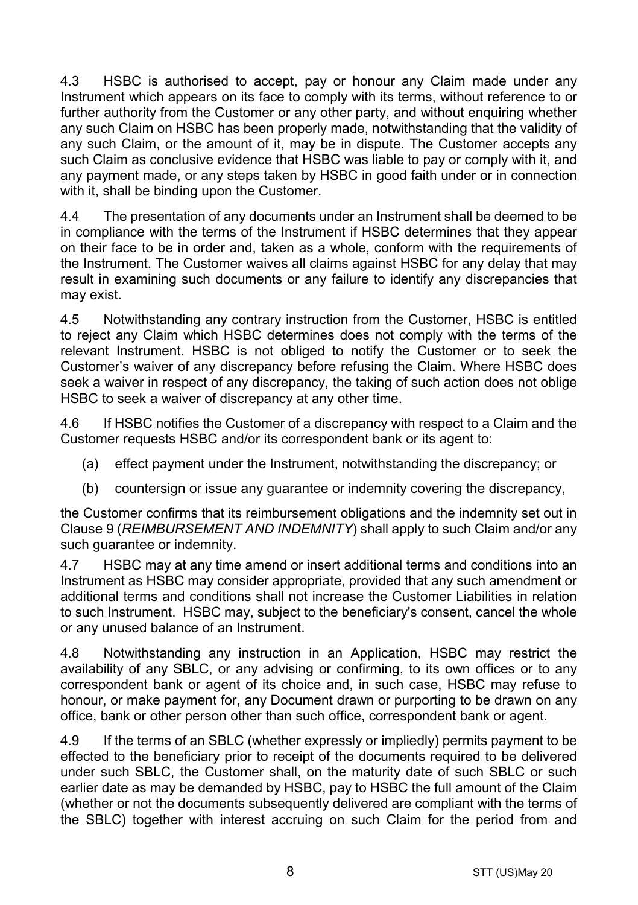4.3 HSBC is authorised to accept, pay or honour any Claim made under any Instrument which appears on its face to comply with its terms, without reference to or further authority from the Customer or any other party, and without enquiring whether any such Claim on HSBC has been properly made, notwithstanding that the validity of any such Claim, or the amount of it, may be in dispute. The Customer accepts any such Claim as conclusive evidence that HSBC was liable to pay or comply with it, and any payment made, or any steps taken by HSBC in good faith under or in connection with it, shall be binding upon the Customer.

4.4 The presentation of any documents under an Instrument shall be deemed to be in compliance with the terms of the Instrument if HSBC determines that they appear on their face to be in order and, taken as a whole, conform with the requirements of the Instrument. The Customer waives all claims against HSBC for any delay that may result in examining such documents or any failure to identify any discrepancies that may exist.

4.5 Notwithstanding any contrary instruction from the Customer, HSBC is entitled to reject any Claim which HSBC determines does not comply with the terms of the relevant Instrument. HSBC is not obliged to notify the Customer or to seek the Customer's waiver of any discrepancy before refusing the Claim. Where HSBC does seek a waiver in respect of any discrepancy, the taking of such action does not oblige HSBC to seek a waiver of discrepancy at any other time.

4.6 If HSBC notifies the Customer of a discrepancy with respect to a Claim and the Customer requests HSBC and/or its correspondent bank or its agent to:

(a) effect payment under the Instrument, notwithstanding the discrepancy; or

(b) countersign or issue any guarantee or indemnity covering the discrepancy,

the Customer confirms that its reimbursement obligations and the indemnity set out in Clause 9 (*REIMBURSEMENT AND INDEMNITY*) shall apply to such Claim and/or any such guarantee or indemnity.

4.7 HSBC may at any time amend or insert additional terms and conditions into an Instrument as HSBC may consider appropriate, provided that any such amendment or additional terms and conditions shall not increase the Customer Liabilities in relation to such Instrument. HSBC may, subject to the beneficiary's consent, cancel the whole or any unused balance of an Instrument.

4.8 Notwithstanding any instruction in an Application, HSBC may restrict the availability of any SBLC, or any advising or confirming, to its own offices or to any correspondent bank or agent of its choice and, in such case, HSBC may refuse to honour, or make payment for, any Document drawn or purporting to be drawn on any office, bank or other person other than such office, correspondent bank or agent.

4.9 If the terms of an SBLC (whether expressly or impliedly) permits payment to be effected to the beneficiary prior to receipt of the documents required to be delivered under such SBLC, the Customer shall, on the maturity date of such SBLC or such earlier date as may be demanded by HSBC, pay to HSBC the full amount of the Claim (whether or not the documents subsequently delivered are compliant with the terms of the SBLC) together with interest accruing on such Claim for the period from and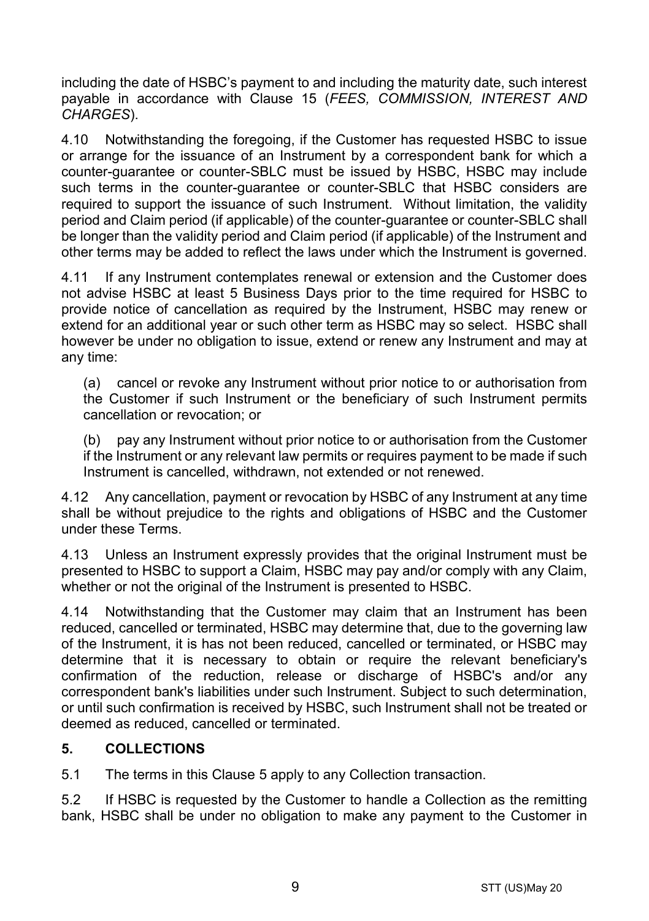including the date of HSBC's payment to and including the maturity date, such interest payable in accordance with Clause 15 (*FEES, COMMISSION, INTEREST AND CHARGES*).

4.10 Notwithstanding the foregoing, if the Customer has requested HSBC to issue or arrange for the issuance of an Instrument by a correspondent bank for which a counter-guarantee or counter-SBLC must be issued by HSBC, HSBC may include such terms in the counter-guarantee or counter-SBLC that HSBC considers are required to support the issuance of such Instrument. Without limitation, the validity period and Claim period (if applicable) of the counter-guarantee or counter-SBLC shall be longer than the validity period and Claim period (if applicable) of the Instrument and other terms may be added to reflect the laws under which the Instrument is governed.

4.11 If any Instrument contemplates renewal or extension and the Customer does not advise HSBC at least 5 Business Days prior to the time required for HSBC to provide notice of cancellation as required by the Instrument, HSBC may renew or extend for an additional year or such other term as HSBC may so select. HSBC shall however be under no obligation to issue, extend or renew any Instrument and may at any time:

(a) cancel or revoke any Instrument without prior notice to or authorisation from the Customer if such Instrument or the beneficiary of such Instrument permits cancellation or revocation; or

(b) pay any Instrument without prior notice to or authorisation from the Customer if the Instrument or any relevant law permits or requires payment to be made if such Instrument is cancelled, withdrawn, not extended or not renewed.

4.12 Any cancellation, payment or revocation by HSBC of any Instrument at any time shall be without prejudice to the rights and obligations of HSBC and the Customer under these Terms.

4.13 Unless an Instrument expressly provides that the original Instrument must be presented to HSBC to support a Claim, HSBC may pay and/or comply with any Claim, whether or not the original of the Instrument is presented to HSBC.

4.14 Notwithstanding that the Customer may claim that an Instrument has been reduced, cancelled or terminated, HSBC may determine that, due to the governing law of the Instrument, it is has not been reduced, cancelled or terminated, or HSBC may determine that it is necessary to obtain or require the relevant beneficiary's confirmation of the reduction, release or discharge of HSBC's and/or any correspondent bank's liabilities under such Instrument. Subject to such determination, or until such confirmation is received by HSBC, such Instrument shall not be treated or deemed as reduced, cancelled or terminated.

## 5. COLLECTIONS

5.1 The terms in this Clause 5 apply to any Collection transaction.

5.2 If HSBC is requested by the Customer to handle a Collection as the remitting bank, HSBC shall be under no obligation to make any payment to the Customer in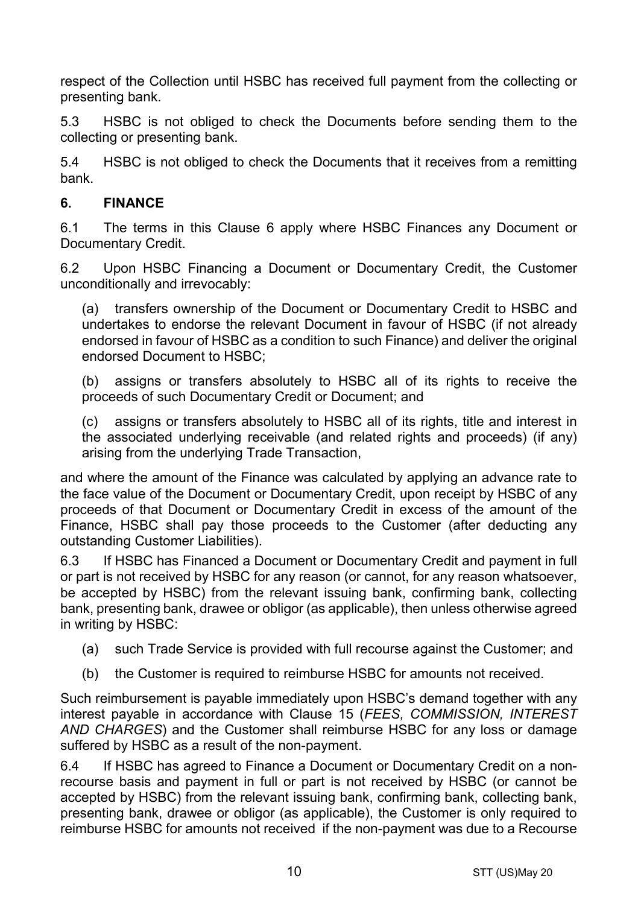respect of the Collection until HSBC has received full payment from the collecting or presenting bank.

5.3 HSBC is not obliged to check the Documents before sending them to the collecting or presenting bank.

5.4 HSBC is not obliged to check the Documents that it receives from a remitting bank.

## 6. FINANCE

6.1 The terms in this Clause 6 apply where HSBC Finances any Document or Documentary Credit.

6.2 Upon HSBC Financing a Document or Documentary Credit, the Customer unconditionally and irrevocably:

(a) transfers ownership of the Document or Documentary Credit to HSBC and undertakes to endorse the relevant Document in favour of HSBC (if not already endorsed in favour of HSBC as a condition to such Finance) and deliver the original endorsed Document to HSBC;

(b) assigns or transfers absolutely to HSBC all of its rights to receive the proceeds of such Documentary Credit or Document; and

(c) assigns or transfers absolutely to HSBC all of its rights, title and interest in the associated underlying receivable (and related rights and proceeds) (if any) arising from the underlying Trade Transaction,

and where the amount of the Finance was calculated by applying an advance rate to the face value of the Document or Documentary Credit, upon receipt by HSBC of any proceeds of that Document or Documentary Credit in excess of the amount of the Finance, HSBC shall pay those proceeds to the Customer (after deducting any outstanding Customer Liabilities).

6.3 If HSBC has Financed a Document or Documentary Credit and payment in full or part is not received by HSBC for any reason (or cannot, for any reason whatsoever, be accepted by HSBC) from the relevant issuing bank, confirming bank, collecting bank, presenting bank, drawee or obligor (as applicable), then unless otherwise agreed in writing by HSBC:

(a) such Trade Service is provided with full recourse against the Customer; and

(b) the Customer is required to reimburse HSBC for amounts not received.

Such reimbursement is payable immediately upon HSBC's demand together with any interest payable in accordance with Clause 15 (*FEES, COMMISSION, INTEREST AND CHARGES*) and the Customer shall reimburse HSBC for any loss or damage suffered by HSBC as a result of the non-payment.

6.4 If HSBC has agreed to Finance a Document or Documentary Credit on a non-recourse basis and payment in full or part is not received by HSBC (or cannot be accepted by HSBC) from the relevant issuing bank, confirming bank, collecting bank, presenting bank, drawee or obligor (as applicable), the Customer is only required to reimburse HSBC for amounts not received if the non-payment was due to a Recourse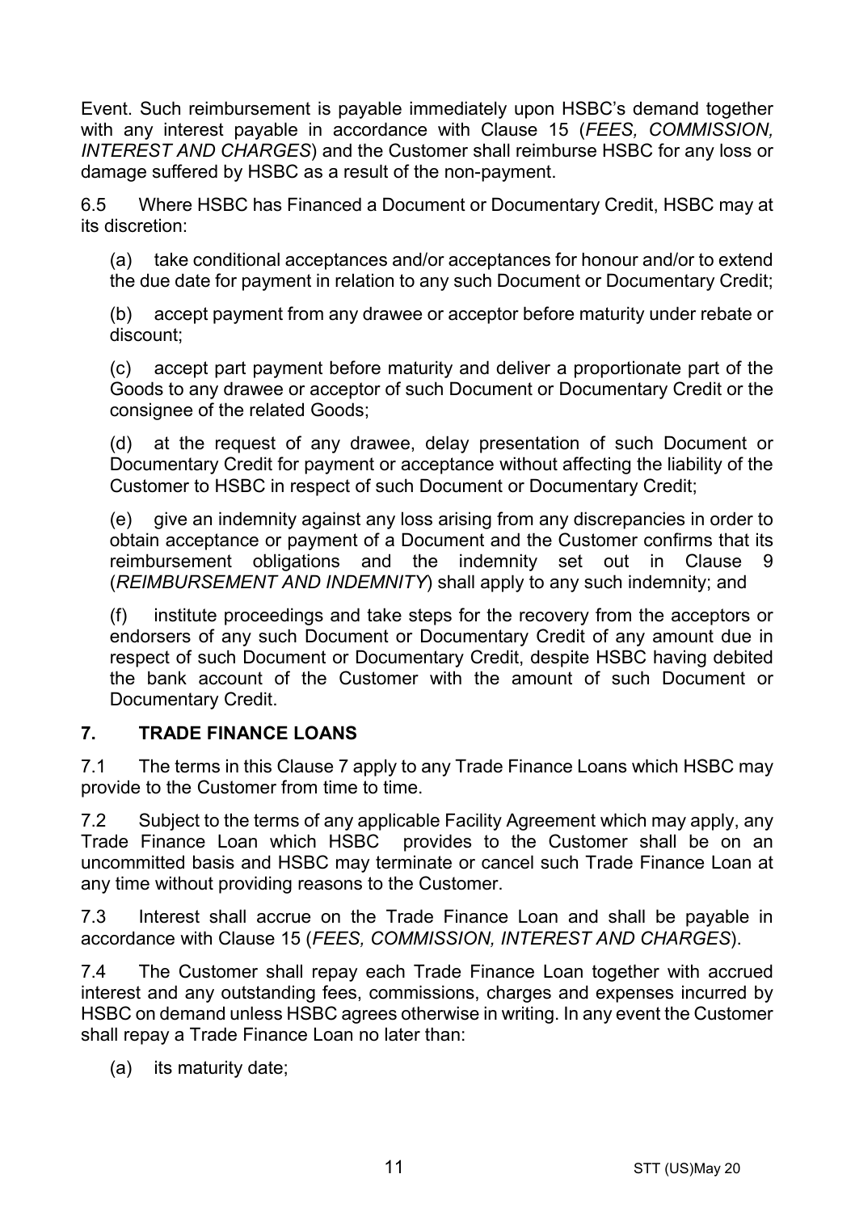Event. Such reimbursement is payable immediately upon HSBC's demand together with any interest payable in accordance with Clause 15 (*FEES, COMMISSION, INTEREST AND CHARGES*) and the Customer shall reimburse HSBC for any loss or damage suffered by HSBC as a result of the non-payment.

6.5 Where HSBC has Financed a Document or Documentary Credit, HSBC may at its discretion:

(a) take conditional acceptances and/or acceptances for honour and/or to extend the due date for payment in relation to any such Document or Documentary Credit;

(b) accept payment from any drawee or acceptor before maturity under rebate or discount;

(c) accept part payment before maturity and deliver a proportionate part of the Goods to any drawee or acceptor of such Document or Documentary Credit or the consignee of the related Goods;

(d) at the request of any drawee, delay presentation of such Document or Documentary Credit for payment or acceptance without affecting the liability of the Customer to HSBC in respect of such Document or Documentary Credit;

(e) give an indemnity against any loss arising from any discrepancies in order to obtain acceptance or payment of a Document and the Customer confirms that its reimbursement obligations and the indemnity set out in Clause 9 (*REIMBURSEMENT AND INDEMNITY*) shall apply to any such indemnity; and

(f) institute proceedings and take steps for the recovery from the acceptors or endorsers of any such Document or Documentary Credit of any amount due in respect of such Document or Documentary Credit, despite HSBC having debited the bank account of the Customer with the amount of such Document or Documentary Credit.

## 7. TRADE FINANCE LOANS

7.1 The terms in this Clause 7 apply to any Trade Finance Loans which HSBC may provide to the Customer from time to time.

7.2 Subject to the terms of any applicable Facility Agreement which may apply, any Trade Finance Loan which HSBC provides to the Customer shall be on an uncommitted basis and HSBC may terminate or cancel such Trade Finance Loan at any time without providing reasons to the Customer.

7.3 Interest shall accrue on the Trade Finance Loan and shall be payable in accordance with Clause 15 (*FEES, COMMISSION, INTEREST AND CHARGES*).

7.4 The Customer shall repay each Trade Finance Loan together with accrued interest and any outstanding fees, commissions, charges and expenses incurred by HSBC on demand unless HSBC agrees otherwise in writing. In any event the Customer shall repay a Trade Finance Loan no later than:

(a) its maturity date;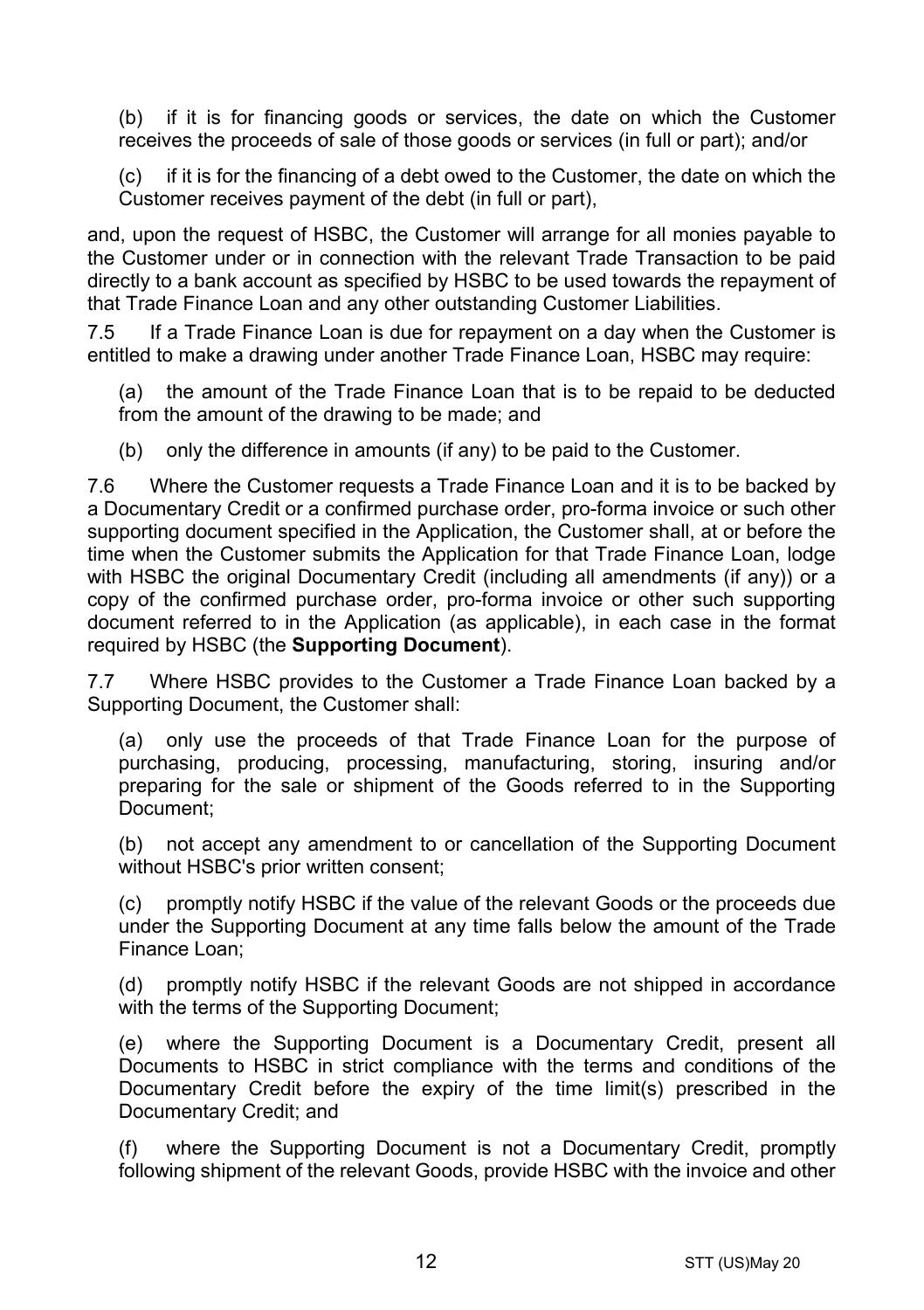(b) if it is for financing goods or services, the date on which the Customer receives the proceeds of sale of those goods or services (in full or part); and/or

(c) if it is for the financing of a debt owed to the Customer, the date on which the Customer receives payment of the debt (in full or part),

and, upon the request of HSBC, the Customer will arrange for all monies payable to the Customer under or in connection with the relevant Trade Transaction to be paid directly to a bank account as specified by HSBC to be used towards the repayment of that Trade Finance Loan and any other outstanding Customer Liabilities.

7.5 If a Trade Finance Loan is due for repayment on a day when the Customer is entitled to make a drawing under another Trade Finance Loan, HSBC may require:

(a) the amount of the Trade Finance Loan that is to be repaid to be deducted from the amount of the drawing to be made; and

(b) only the difference in amounts (if any) to be paid to the Customer.

7.6 Where the Customer requests a Trade Finance Loan and it is to be backed by a Documentary Credit or a confirmed purchase order, pro-forma invoice or such other supporting document specified in the Application, the Customer shall, at or before the time when the Customer submits the Application for that Trade Finance Loan, lodge with HSBC the original Documentary Credit (including all amendments (if any)) or a copy of the confirmed purchase order, pro-forma invoice or other such supporting document referred to in the Application (as applicable), in each case in the format required by HSBC (the **Supporting Document**).

7.7 Where HSBC provides to the Customer a Trade Finance Loan backed by a Supporting Document, the Customer shall:

(a) only use the proceeds of that Trade Finance Loan for the purpose of purchasing, producing, processing, manufacturing, storing, insuring and/or preparing for the sale or shipment of the Goods referred to in the Supporting Document;

(b) not accept any amendment to or cancellation of the Supporting Document without HSBC's prior written consent;

(c) promptly notify HSBC if the value of the relevant Goods or the proceeds due under the Supporting Document at any time falls below the amount of the Trade Finance Loan;

(d) promptly notify HSBC if the relevant Goods are not shipped in accordance with the terms of the Supporting Document;

(e) where the Supporting Document is a Documentary Credit, present all Documents to HSBC in strict compliance with the terms and conditions of the Documentary Credit before the expiry of the time limit(s) prescribed in the Documentary Credit; and

(f) where the Supporting Document is not a Documentary Credit, promptly following shipment of the relevant Goods, provide HSBC with the invoice and other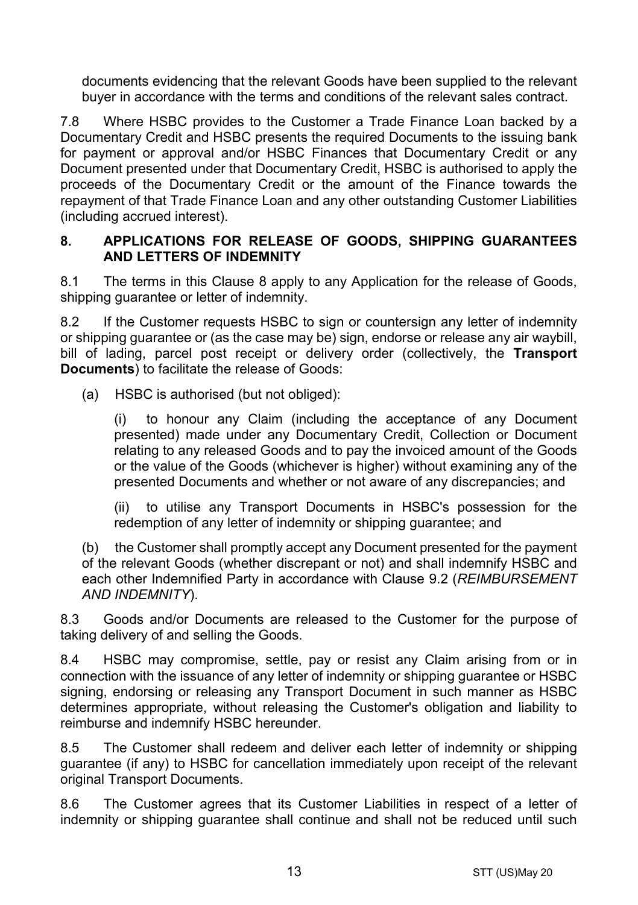documents evidencing that the relevant Goods have been supplied to the relevant buyer in accordance with the terms and conditions of the relevant sales contract.

7.8 Where HSBC provides to the Customer a Trade Finance Loan backed by a Documentary Credit and HSBC presents the required Documents to the issuing bank for payment or approval and/or HSBC Finances that Documentary Credit or any Document presented under that Documentary Credit, HSBC is authorised to apply the proceeds of the Documentary Credit or the amount of the Finance towards the repayment of that Trade Finance Loan and any other outstanding Customer Liabilities (including accrued interest).

## 8. APPLICATIONS FOR RELEASE OF GOODS, SHIPPING GUARANTEES AND LETTERS OF INDEMNITY

8.1 The terms in this Clause 8 apply to any Application for the release of Goods, shipping guarantee or letter of indemnity.

8.2 If the Customer requests HSBC to sign or countersign any letter of indemnity or shipping guarantee or (as the case may be) sign, endorse or release any air waybill, bill of lading, parcel post receipt or delivery order (collectively, the **Transport Documents**) to facilitate the release of Goods:

(a) HSBC is authorised (but not obliged):

(i) to honour any Claim (including the acceptance of any Document presented) made under any Documentary Credit, Collection or Document relating to any released Goods and to pay the invoiced amount of the Goods or the value of the Goods (whichever is higher) without examining any of the presented Documents and whether or not aware of any discrepancies; and

(ii) to utilise any Transport Documents in HSBC's possession for the redemption of any letter of indemnity or shipping guarantee; and

(b) the Customer shall promptly accept any Document presented for the payment of the relevant Goods (whether discrepant or not) and shall indemnify HSBC and each other Indemnified Party in accordance with Clause 9.2 (*REIMBURSEMENT AND INDEMNITY*).

8.3 Goods and/or Documents are released to the Customer for the purpose of taking delivery of and selling the Goods.

8.4 HSBC may compromise, settle, pay or resist any Claim arising from or in connection with the issuance of any letter of indemnity or shipping guarantee or HSBC signing, endorsing or releasing any Transport Document in such manner as HSBC determines appropriate, without releasing the Customer's obligation and liability to reimburse and indemnify HSBC hereunder.

8.5 The Customer shall redeem and deliver each letter of indemnity or shipping guarantee (if any) to HSBC for cancellation immediately upon receipt of the relevant original Transport Documents.

8.6 The Customer agrees that its Customer Liabilities in respect of a letter of indemnity or shipping guarantee shall continue and shall not be reduced until such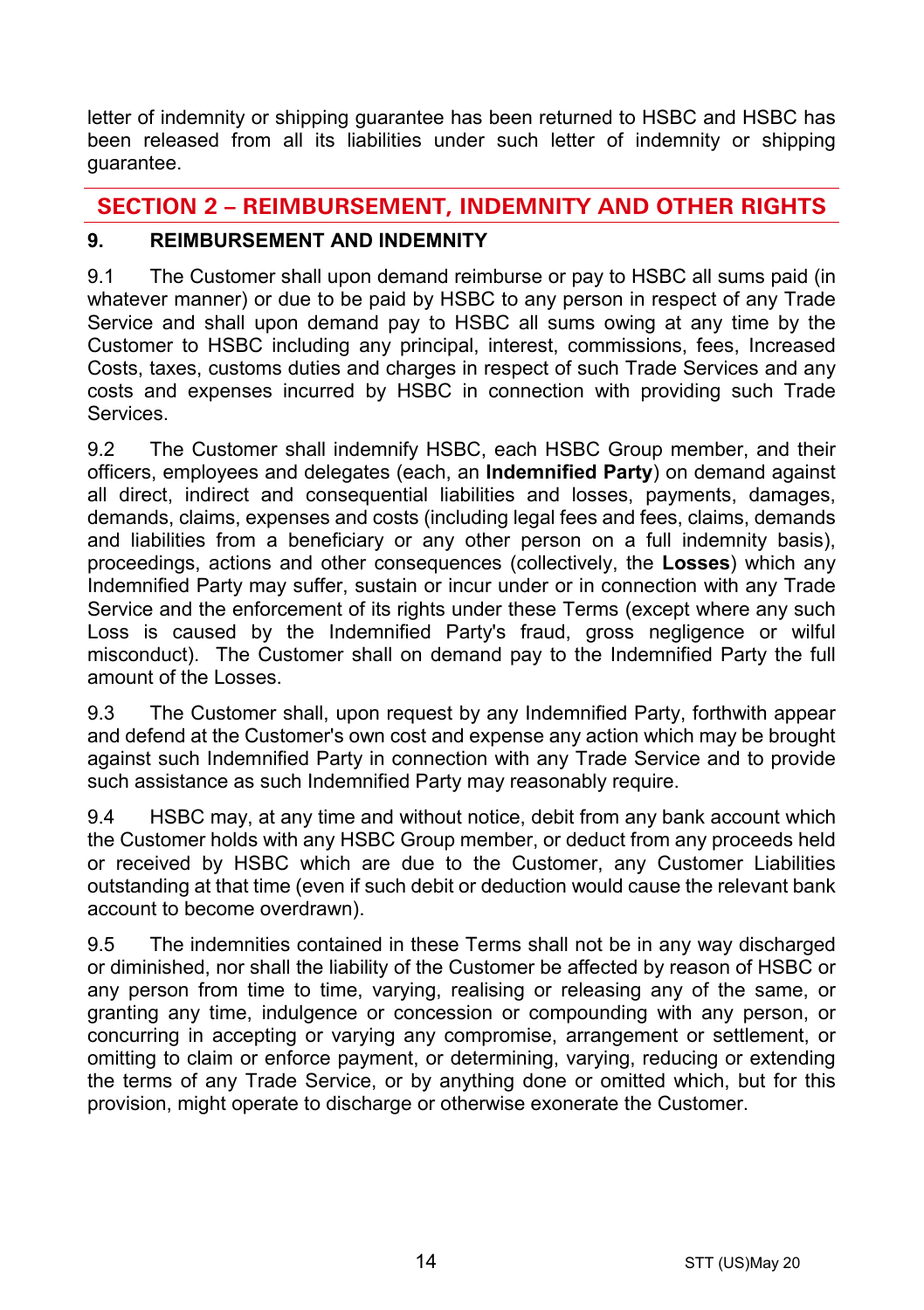letter of indemnity or shipping guarantee has been returned to HSBC and HSBC has been released from all its liabilities under such letter of indemnity or shipping guarantee.

## SECTION 2 – REIMBURSEMENT, INDEMNITY AND OTHER RIGHTS

### 9. REIMBURSEMENT AND INDEMNITY

9.1 The Customer shall upon demand reimburse or pay to HSBC all sums paid (in whatever manner) or due to be paid by HSBC to any person in respect of any Trade Service and shall upon demand pay to HSBC all sums owing at any time by the Customer to HSBC including any principal, interest, commissions, fees, Increased Costs, taxes, customs duties and charges in respect of such Trade Services and any costs and expenses incurred by HSBC in connection with providing such Trade Services.

9.2 The Customer shall indemnify HSBC, each HSBC Group member, and their officers, employees and delegates (each, an **Indemnified Party**) on demand against all direct, indirect and consequential liabilities and losses, payments, damages, demands, claims, expenses and costs (including legal fees and fees, claims, demands and liabilities from a beneficiary or any other person on a full indemnity basis), proceedings, actions and other consequences (collectively, the **Losses**) which any Indemnified Party may suffer, sustain or incur under or in connection with any Trade Service and the enforcement of its rights under these Terms (except where any such Loss is caused by the Indemnified Party's fraud, gross negligence or wilful misconduct). The Customer shall on demand pay to the Indemnified Party the full amount of the Losses.

9.3 The Customer shall, upon request by any Indemnified Party, forthwith appear and defend at the Customer's own cost and expense any action which may be brought against such Indemnified Party in connection with any Trade Service and to provide such assistance as such Indemnified Party may reasonably require.

9.4 HSBC may, at any time and without notice, debit from any bank account which the Customer holds with any HSBC Group member, or deduct from any proceeds held or received by HSBC which are due to the Customer, any Customer Liabilities outstanding at that time (even if such debit or deduction would cause the relevant bank account to become overdrawn).

9.5 The indemnities contained in these Terms shall not be in any way discharged or diminished, nor shall the liability of the Customer be affected by reason of HSBC or any person from time to time, varying, realising or releasing any of the same, or granting any time, indulgence or concession or compounding with any person, or concurring in accepting or varying any compromise, arrangement or settlement, or omitting to claim or enforce payment, or determining, varying, reducing or extending the terms of any Trade Service, or by anything done or omitted which, but for this provision, might operate to discharge or otherwise exonerate the Customer.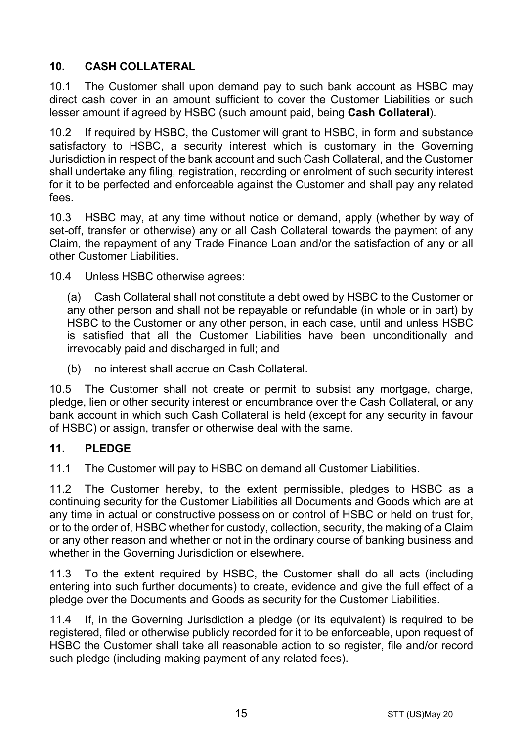## 10. CASH COLLATERAL

10.1 The Customer shall upon demand pay to such bank account as HSBC may direct cash cover in an amount sufficient to cover the Customer Liabilities or such lesser amount if agreed by HSBC (such amount paid, being **Cash Collateral**).

10.2 If required by HSBC, the Customer will grant to HSBC, in form and substance satisfactory to HSBC, a security interest which is customary in the Governing Jurisdiction in respect of the bank account and such Cash Collateral, and the Customer shall undertake any filing, registration, recording or enrolment of such security interest for it to be perfected and enforceable against the Customer and shall pay any related fees.

10.3 HSBC may, at any time without notice or demand, apply (whether by way of set-off, transfer or otherwise) any or all Cash Collateral towards the payment of any Claim, the repayment of any Trade Finance Loan and/or the satisfaction of any or all other Customer Liabilities.

10.4 Unless HSBC otherwise agrees:

(a) Cash Collateral shall not constitute a debt owed by HSBC to the Customer or any other person and shall not be repayable or refundable (in whole or in part) by HSBC to the Customer or any other person, in each case, until and unless HSBC is satisfied that all the Customer Liabilities have been unconditionally and irrevocably paid and discharged in full; and

(b) no interest shall accrue on Cash Collateral.

10.5 The Customer shall not create or permit to subsist any mortgage, charge, pledge, lien or other security interest or encumbrance over the Cash Collateral, or any bank account in which such Cash Collateral is held (except for any security in favour of HSBC) or assign, transfer or otherwise deal with the same.

## 11. PLEDGE

11.1 The Customer will pay to HSBC on demand all Customer Liabilities.

11.2 The Customer hereby, to the extent permissible, pledges to HSBC as a continuing security for the Customer Liabilities all Documents and Goods which are at any time in actual or constructive possession or control of HSBC or held on trust for, or to the order of, HSBC whether for custody, collection, security, the making of a Claim or any other reason and whether or not in the ordinary course of banking business and whether in the Governing Jurisdiction or elsewhere.

11.3 To the extent required by HSBC, the Customer shall do all acts (including entering into such further documents) to create, evidence and give the full effect of a pledge over the Documents and Goods as security for the Customer Liabilities.

11.4 If, in the Governing Jurisdiction a pledge (or its equivalent) is required to be registered, filed or otherwise publicly recorded for it to be enforceable, upon request of HSBC the Customer shall take all reasonable action to so register, file and/or record such pledge (including making payment of any related fees).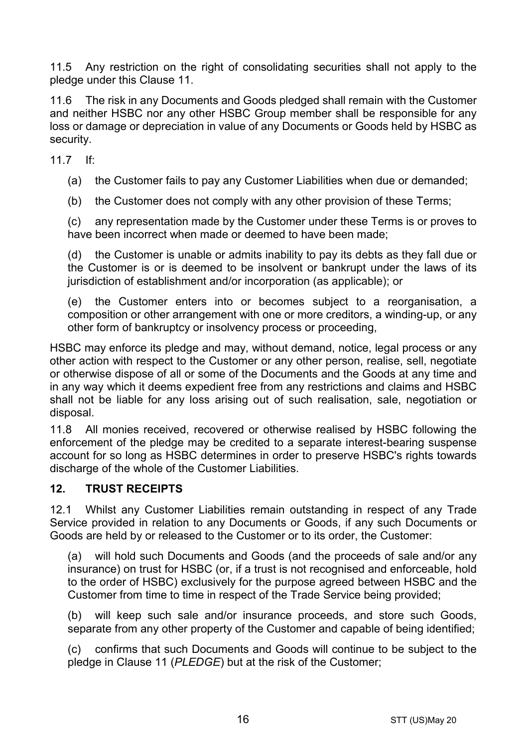11.5 Any restriction on the right of consolidating securities shall not apply to the pledge under this Clause 11.

11.6 The risk in any Documents and Goods pledged shall remain with the Customer and neither HSBC nor any other HSBC Group member shall be responsible for any loss or damage or depreciation in value of any Documents or Goods held by HSBC as security.

11.7 If:

(a) the Customer fails to pay any Customer Liabilities when due or demanded;

(b) the Customer does not comply with any other provision of these Terms;

(c) any representation made by the Customer under these Terms is or proves to have been incorrect when made or deemed to have been made;

(d) the Customer is unable or admits inability to pay its debts as they fall due or the Customer is or is deemed to be insolvent or bankrupt under the laws of its jurisdiction of establishment and/or incorporation (as applicable); or

(e) the Customer enters into or becomes subject to a reorganisation, a composition or other arrangement with one or more creditors, a winding-up, or any other form of bankruptcy or insolvency process or proceeding,

HSBC may enforce its pledge and may, without demand, notice, legal process or any other action with respect to the Customer or any other person, realise, sell, negotiate or otherwise dispose of all or some of the Documents and the Goods at any time and in any way which it deems expedient free from any restrictions and claims and HSBC shall not be liable for any loss arising out of such realisation, sale, negotiation or disposal.

11.8 All monies received, recovered or otherwise realised by HSBC following the enforcement of the pledge may be credited to a separate interest-bearing suspense account for so long as HSBC determines in order to preserve HSBC's rights towards discharge of the whole of the Customer Liabilities.

## 12. TRUST RECEIPTS

12.1 Whilst any Customer Liabilities remain outstanding in respect of any Trade Service provided in relation to any Documents or Goods, if any such Documents or Goods are held by or released to the Customer or to its order, the Customer:

(a) will hold such Documents and Goods (and the proceeds of sale and/or any insurance) on trust for HSBC (or, if a trust is not recognised and enforceable, hold to the order of HSBC) exclusively for the purpose agreed between HSBC and the Customer from time to time in respect of the Trade Service being provided;

(b) will keep such sale and/or insurance proceeds, and store such Goods, separate from any other property of the Customer and capable of being identified;

(c) confirms that such Documents and Goods will continue to be subject to the pledge in Clause 11 (*PLEDGE*) but at the risk of the Customer;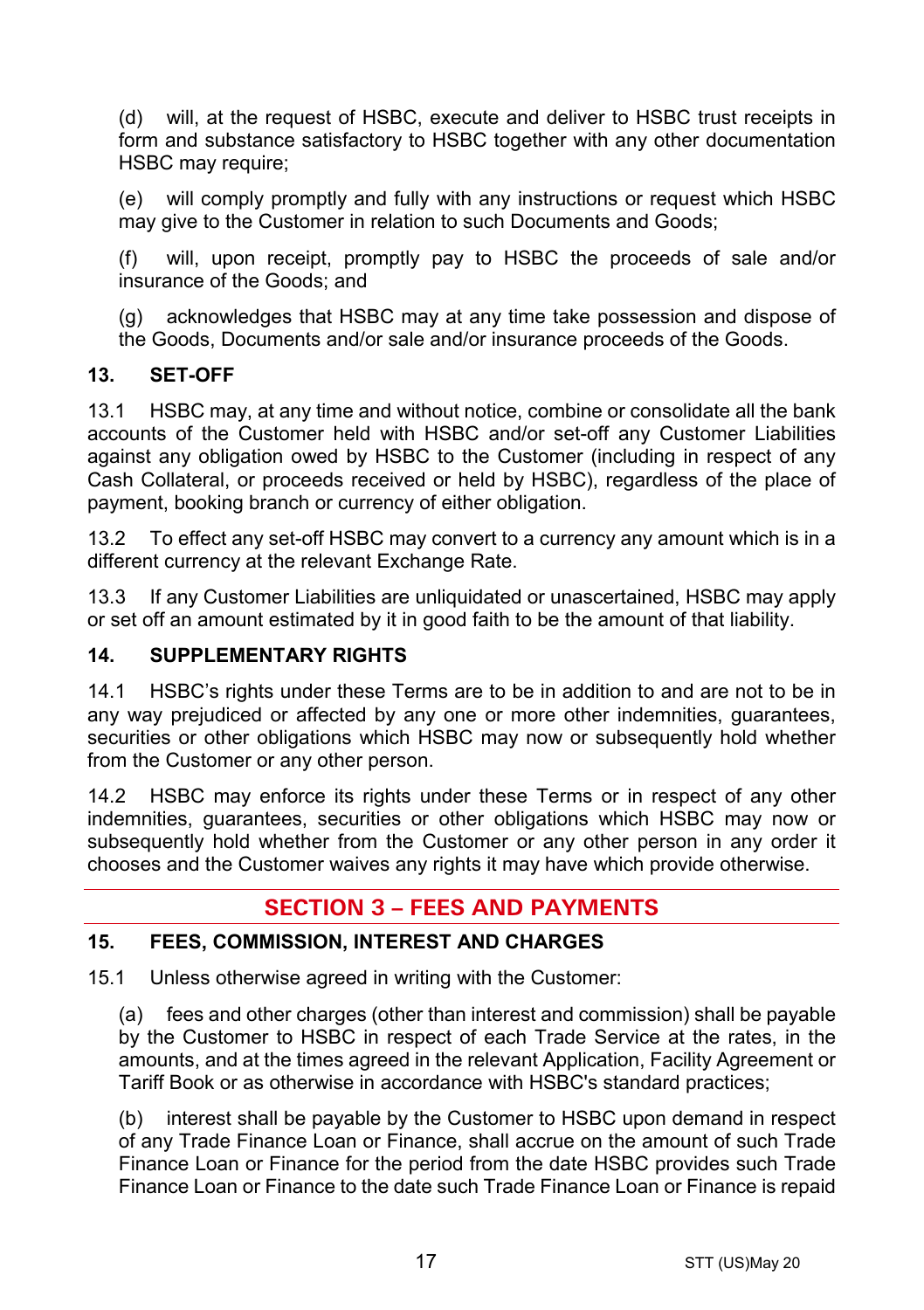(d) will, at the request of HSBC, execute and deliver to HSBC trust receipts in form and substance satisfactory to HSBC together with any other documentation HSBC may require;

(e) will comply promptly and fully with any instructions or request which HSBC may give to the Customer in relation to such Documents and Goods;

(f) will, upon receipt, promptly pay to HSBC the proceeds of sale and/or insurance of the Goods; and

(g) acknowledges that HSBC may at any time take possession and dispose of the Goods, Documents and/or sale and/or insurance proceeds of the Goods.

### 13. SET-OFF

13.1 HSBC may, at any time and without notice, combine or consolidate all the bank accounts of the Customer held with HSBC and/or set-off any Customer Liabilities against any obligation owed by HSBC to the Customer (including in respect of any Cash Collateral, or proceeds received or held by HSBC), regardless of the place of payment, booking branch or currency of either obligation.

13.2 To effect any set-off HSBC may convert to a currency any amount which is in a different currency at the relevant Exchange Rate.

13.3 If any Customer Liabilities are unliquidated or unascertained, HSBC may apply or set off an amount estimated by it in good faith to be the amount of that liability.

### 14. SUPPLEMENTARY RIGHTS

14.1 HSBC's rights under these Terms are to be in addition to and are not to be in any way prejudiced or affected by any one or more other indemnities, guarantees, securities or other obligations which HSBC may now or subsequently hold whether from the Customer or any other person.

14.2 HSBC may enforce its rights under these Terms or in respect of any other indemnities, guarantees, securities or other obligations which HSBC may now or subsequently hold whether from the Customer or any other person in any order it chooses and the Customer waives any rights it may have which provide otherwise.

## SECTION 3 – FEES AND PAYMENTS

### 15. FEES, COMMISSION, INTEREST AND CHARGES

15.1 Unless otherwise agreed in writing with the Customer:

(a) fees and other charges (other than interest and commission) shall be payable by the Customer to HSBC in respect of each Trade Service at the rates, in the amounts, and at the times agreed in the relevant Application, Facility Agreement or Tariff Book or as otherwise in accordance with HSBC's standard practices;

(b) interest shall be payable by the Customer to HSBC upon demand in respect of any Trade Finance Loan or Finance, shall accrue on the amount of such Trade Finance Loan or Finance for the period from the date HSBC provides such Trade Finance Loan or Finance to the date such Trade Finance Loan or Finance is repaid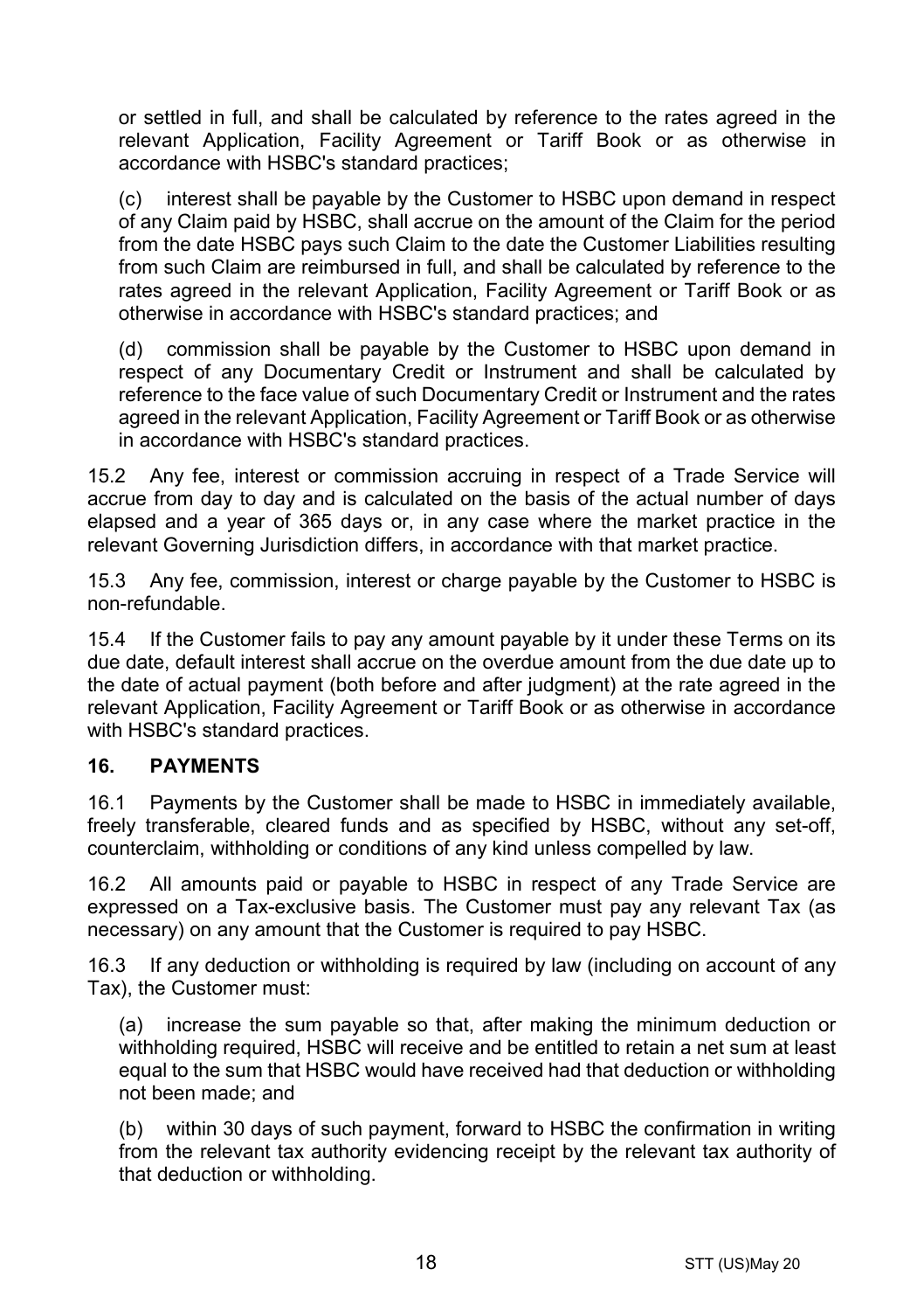or settled in full, and shall be calculated by reference to the rates agreed in the relevant Application, Facility Agreement or Tariff Book or as otherwise in accordance with HSBC's standard practices;

(c) interest shall be payable by the Customer to HSBC upon demand in respect of any Claim paid by HSBC, shall accrue on the amount of the Claim for the period from the date HSBC pays such Claim to the date the Customer Liabilities resulting from such Claim are reimbursed in full, and shall be calculated by reference to the rates agreed in the relevant Application, Facility Agreement or Tariff Book or as otherwise in accordance with HSBC's standard practices; and

(d) commission shall be payable by the Customer to HSBC upon demand in respect of any Documentary Credit or Instrument and shall be calculated by reference to the face value of such Documentary Credit or Instrument and the rates agreed in the relevant Application, Facility Agreement or Tariff Book or as otherwise in accordance with HSBC's standard practices.

15.2 Any fee, interest or commission accruing in respect of a Trade Service will accrue from day to day and is calculated on the basis of the actual number of days elapsed and a year of 365 days or, in any case where the market practice in the relevant Governing Jurisdiction differs, in accordance with that market practice.

15.3 Any fee, commission, interest or charge payable by the Customer to HSBC is non-refundable.

15.4 If the Customer fails to pay any amount payable by it under these Terms on its due date, default interest shall accrue on the overdue amount from the due date up to the date of actual payment (both before and after judgment) at the rate agreed in the relevant Application, Facility Agreement or Tariff Book or as otherwise in accordance with HSBC's standard practices.

## 16. PAYMENTS

16.1 Payments by the Customer shall be made to HSBC in immediately available, freely transferable, cleared funds and as specified by HSBC, without any set-off, counterclaim, withholding or conditions of any kind unless compelled by law.

16.2 All amounts paid or payable to HSBC in respect of any Trade Service are expressed on a Tax-exclusive basis. The Customer must pay any relevant Tax (as necessary) on any amount that the Customer is required to pay HSBC.

16.3 If any deduction or withholding is required by law (including on account of any Tax), the Customer must:

(a) increase the sum payable so that, after making the minimum deduction or withholding required, HSBC will receive and be entitled to retain a net sum at least equal to the sum that HSBC would have received had that deduction or withholding not been made; and

(b) within 30 days of such payment, forward to HSBC the confirmation in writing from the relevant tax authority evidencing receipt by the relevant tax authority of that deduction or withholding.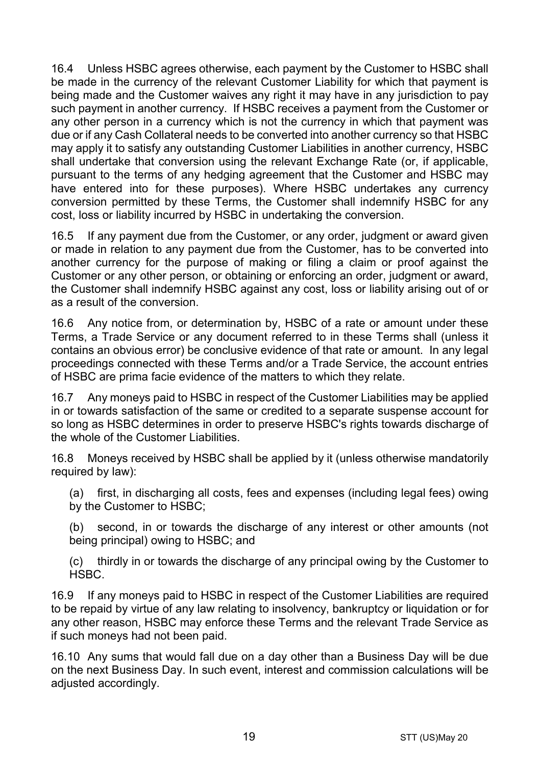16.4 Unless HSBC agrees otherwise, each payment by the Customer to HSBC shall be made in the currency of the relevant Customer Liability for which that payment is being made and the Customer waives any right it may have in any jurisdiction to pay such payment in another currency. If HSBC receives a payment from the Customer or any other person in a currency which is not the currency in which that payment was due or if any Cash Collateral needs to be converted into another currency so that HSBC may apply it to satisfy any outstanding Customer Liabilities in another currency, HSBC shall undertake that conversion using the relevant Exchange Rate (or, if applicable, pursuant to the terms of any hedging agreement that the Customer and HSBC may have entered into for these purposes). Where HSBC undertakes any currency conversion permitted by these Terms, the Customer shall indemnify HSBC for any cost, loss or liability incurred by HSBC in undertaking the conversion.

16.5 If any payment due from the Customer, or any order, judgment or award given or made in relation to any payment due from the Customer, has to be converted into another currency for the purpose of making or filing a claim or proof against the Customer or any other person, or obtaining or enforcing an order, judgment or award, the Customer shall indemnify HSBC against any cost, loss or liability arising out of or as a result of the conversion.

16.6 Any notice from, or determination by, HSBC of a rate or amount under these Terms, a Trade Service or any document referred to in these Terms shall (unless it contains an obvious error) be conclusive evidence of that rate or amount. In any legal proceedings connected with these Terms and/or a Trade Service, the account entries of HSBC are prima facie evidence of the matters to which they relate.

16.7 Any moneys paid to HSBC in respect of the Customer Liabilities may be applied in or towards satisfaction of the same or credited to a separate suspense account for so long as HSBC determines in order to preserve HSBC's rights towards discharge of the whole of the Customer Liabilities.

16.8 Moneys received by HSBC shall be applied by it (unless otherwise mandatorily required by law):

(a) first, in discharging all costs, fees and expenses (including legal fees) owing by the Customer to HSBC;

(b) second, in or towards the discharge of any interest or other amounts (not being principal) owing to HSBC; and

(c) thirdly in or towards the discharge of any principal owing by the Customer to HSBC.

16.9 If any moneys paid to HSBC in respect of the Customer Liabilities are required to be repaid by virtue of any law relating to insolvency, bankruptcy or liquidation or for any other reason, HSBC may enforce these Terms and the relevant Trade Service as if such moneys had not been paid.

16.10 Any sums that would fall due on a day other than a Business Day will be due on the next Business Day. In such event, interest and commission calculations will be adjusted accordingly.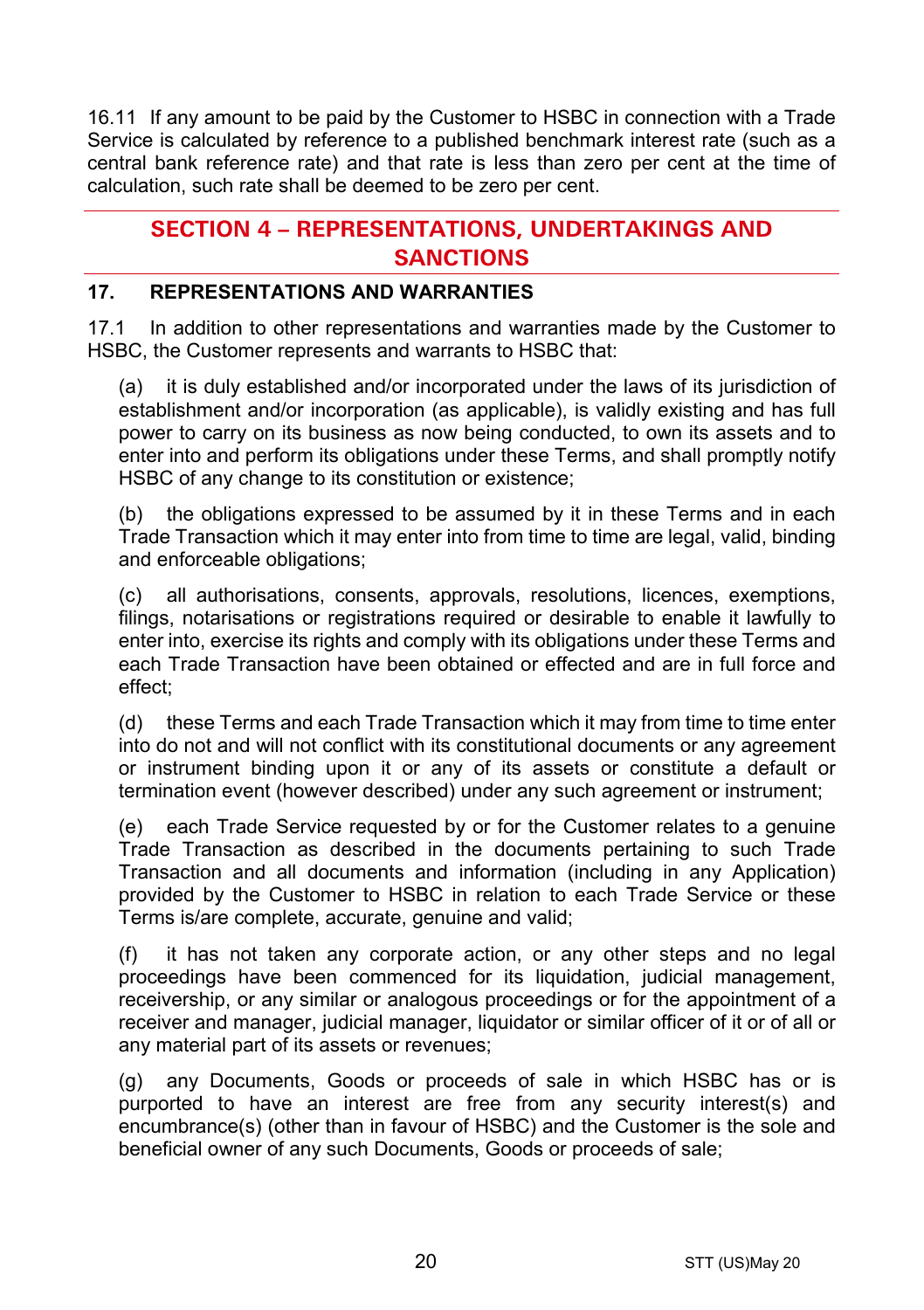16.11 If any amount to be paid by the Customer to HSBC in connection with a Trade Service is calculated by reference to a published benchmark interest rate (such as a central bank reference rate) and that rate is less than zero per cent at the time of calculation, such rate shall be deemed to be zero per cent.

## SECTION 4 – REPRESENTATIONS, UNDERTAKINGS AND SANCTIONS

### 17. REPRESENTATIONS AND WARRANTIES

17.1 In addition to other representations and warranties made by the Customer to HSBC, the Customer represents and warrants to HSBC that:

(a) it is duly established and/or incorporated under the laws of its jurisdiction of establishment and/or incorporation (as applicable), is validly existing and has full power to carry on its business as now being conducted, to own its assets and to enter into and perform its obligations under these Terms, and shall promptly notify HSBC of any change to its constitution or existence;

(b) the obligations expressed to be assumed by it in these Terms and in each Trade Transaction which it may enter into from time to time are legal, valid, binding and enforceable obligations;

(c) all authorisations, consents, approvals, resolutions, licences, exemptions, filings, notarisations or registrations required or desirable to enable it lawfully to enter into, exercise its rights and comply with its obligations under these Terms and each Trade Transaction have been obtained or effected and are in full force and effect;

(d) these Terms and each Trade Transaction which it may from time to time enter into do not and will not conflict with its constitutional documents or any agreement or instrument binding upon it or any of its assets or constitute a default or termination event (however described) under any such agreement or instrument;

(e) each Trade Service requested by or for the Customer relates to a genuine Trade Transaction as described in the documents pertaining to such Trade Transaction and all documents and information (including in any Application) provided by the Customer to HSBC in relation to each Trade Service or these Terms is/are complete, accurate, genuine and valid;

(f) it has not taken any corporate action, or any other steps and no legal proceedings have been commenced for its liquidation, judicial management, receivership, or any similar or analogous proceedings or for the appointment of a receiver and manager, judicial manager, liquidator or similar officer of it or of all or any material part of its assets or revenues;

(g) any Documents, Goods or proceeds of sale in which HSBC has or is purported to have an interest are free from any security interest(s) and encumbrance(s) (other than in favour of HSBC) and the Customer is the sole and beneficial owner of any such Documents, Goods or proceeds of sale;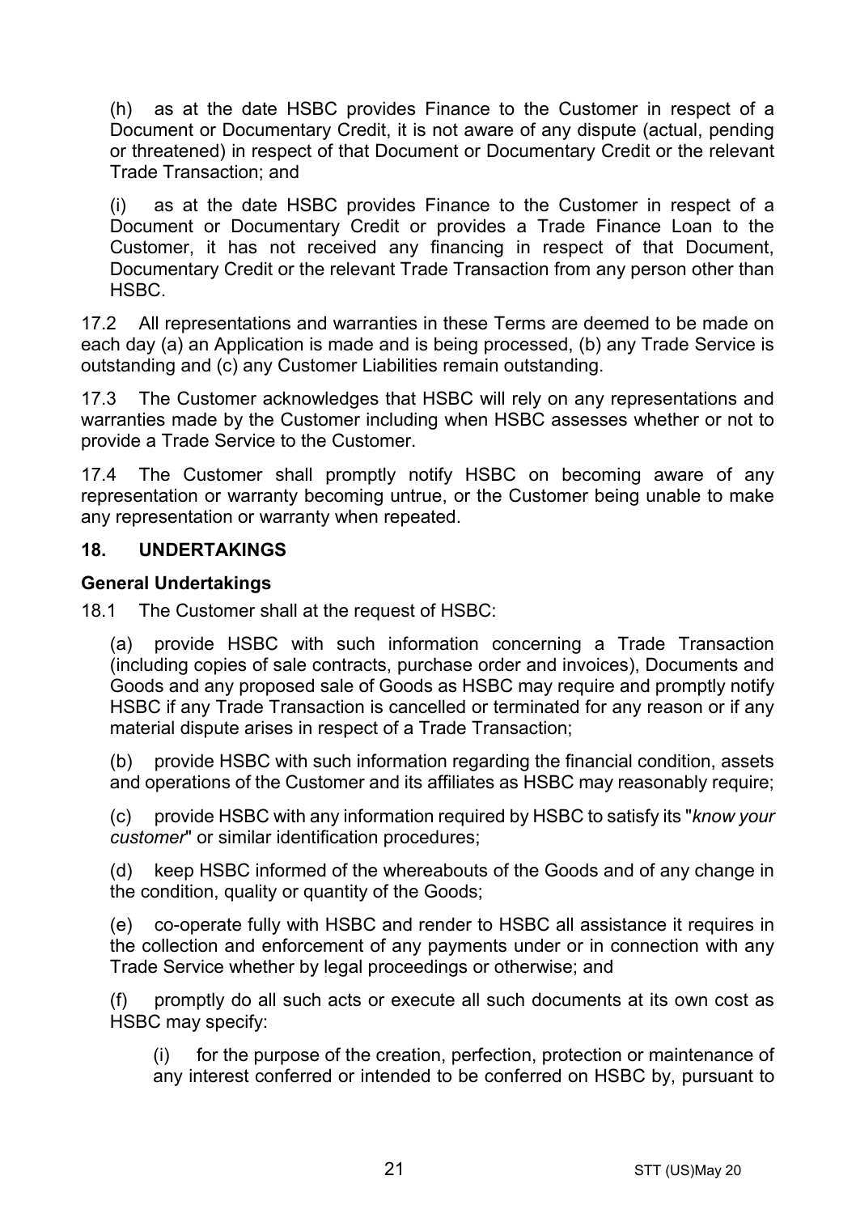(h) as at the date HSBC provides Finance to the Customer in respect of a Document or Documentary Credit, it is not aware of any dispute (actual, pending or threatened) in respect of that Document or Documentary Credit or the relevant Trade Transaction; and

(i) as at the date HSBC provides Finance to the Customer in respect of a Document or Documentary Credit or provides a Trade Finance Loan to the Customer, it has not received any financing in respect of that Document, Documentary Credit or the relevant Trade Transaction from any person other than HSBC.

17.2 All representations and warranties in these Terms are deemed to be made on each day (a) an Application is made and is being processed, (b) any Trade Service is outstanding and (c) any Customer Liabilities remain outstanding.

17.3 The Customer acknowledges that HSBC will rely on any representations and warranties made by the Customer including when HSBC assesses whether or not to provide a Trade Service to the Customer.

17.4 The Customer shall promptly notify HSBC on becoming aware of any representation or warranty becoming untrue, or the Customer being unable to make any representation or warranty when repeated.

## 18. UNDERTAKINGS

**General Undertakings**

18.1 The Customer shall at the request of HSBC:

(a) provide HSBC with such information concerning a Trade Transaction (including copies of sale contracts, purchase order and invoices), Documents and Goods and any proposed sale of Goods as HSBC may require and promptly notify HSBC if any Trade Transaction is cancelled or terminated for any reason or if any material dispute arises in respect of a Trade Transaction;

(b) provide HSBC with such information regarding the financial condition, assets and operations of the Customer and its affiliates as HSBC may reasonably require;

(c) provide HSBC with any information required by HSBC to satisfy its "*know your customer*" or similar identification procedures;

(d) keep HSBC informed of the whereabouts of the Goods and of any change in the condition, quality or quantity of the Goods;

(e) co-operate fully with HSBC and render to HSBC all assistance it requires in the collection and enforcement of any payments under or in connection with any Trade Service whether by legal proceedings or otherwise; and

(f) promptly do all such acts or execute all such documents at its own cost as HSBC may specify:

(i) for the purpose of the creation, perfection, protection or maintenance of any interest conferred or intended to be conferred on HSBC by, pursuant to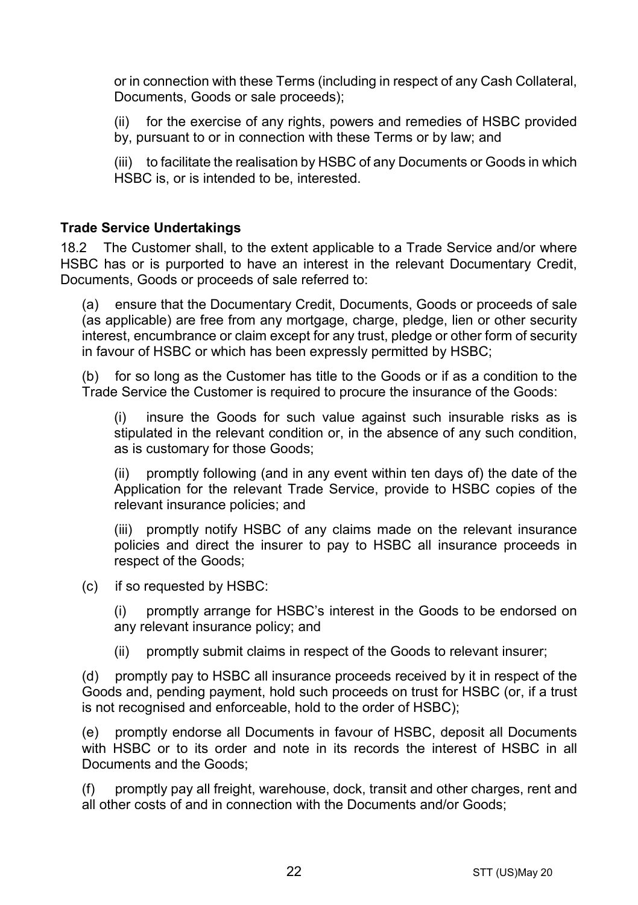or in connection with these Terms (including in respect of any Cash Collateral, Documents, Goods or sale proceeds);

(ii) for the exercise of any rights, powers and remedies of HSBC provided by, pursuant to or in connection with these Terms or by law; and

(iii) to facilitate the realisation by HSBC of any Documents or Goods in which HSBC is, or is intended to be, interested.

**Trade Service Undertakings**

18.2 The Customer shall, to the extent applicable to a Trade Service and/or where HSBC has or is purported to have an interest in the relevant Documentary Credit, Documents, Goods or proceeds of sale referred to:

(a) ensure that the Documentary Credit, Documents, Goods or proceeds of sale (as applicable) are free from any mortgage, charge, pledge, lien or other security interest, encumbrance or claim except for any trust, pledge or other form of security in favour of HSBC or which has been expressly permitted by HSBC;

(b) for so long as the Customer has title to the Goods or if as a condition to the Trade Service the Customer is required to procure the insurance of the Goods:

(i) insure the Goods for such value against such insurable risks as is stipulated in the relevant condition or, in the absence of any such condition, as is customary for those Goods;

(ii) promptly following (and in any event within ten days of) the date of the Application for the relevant Trade Service, provide to HSBC copies of the relevant insurance policies; and

(iii) promptly notify HSBC of any claims made on the relevant insurance policies and direct the insurer to pay to HSBC all insurance proceeds in respect of the Goods;

(c) if so requested by HSBC:

(i) promptly arrange for HSBC's interest in the Goods to be endorsed on any relevant insurance policy; and

(ii) promptly submit claims in respect of the Goods to relevant insurer;

(d) promptly pay to HSBC all insurance proceeds received by it in respect of the Goods and, pending payment, hold such proceeds on trust for HSBC (or, if a trust is not recognised and enforceable, hold to the order of HSBC);

(e) promptly endorse all Documents in favour of HSBC, deposit all Documents with HSBC or to its order and note in its records the interest of HSBC in all Documents and the Goods;

(f) promptly pay all freight, warehouse, dock, transit and other charges, rent and all other costs of and in connection with the Documents and/or Goods;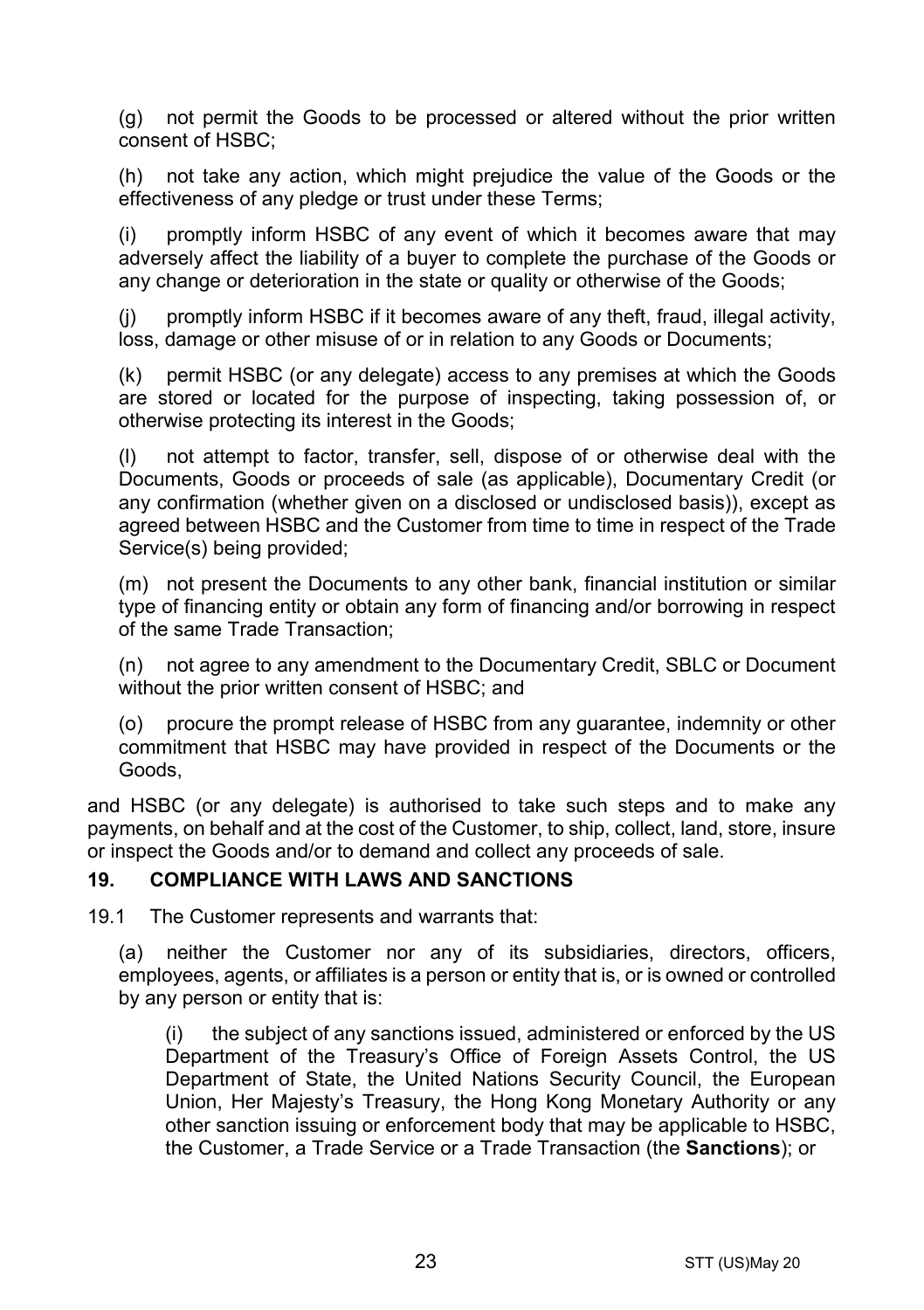(g) not permit the Goods to be processed or altered without the prior written consent of HSBC;

(h) not take any action, which might prejudice the value of the Goods or the effectiveness of any pledge or trust under these Terms;

(i) promptly inform HSBC of any event of which it becomes aware that may adversely affect the liability of a buyer to complete the purchase of the Goods or any change or deterioration in the state or quality or otherwise of the Goods;

(j) promptly inform HSBC if it becomes aware of any theft, fraud, illegal activity, loss, damage or other misuse of or in relation to any Goods or Documents;

(k) permit HSBC (or any delegate) access to any premises at which the Goods are stored or located for the purpose of inspecting, taking possession of, or otherwise protecting its interest in the Goods;

(l) not attempt to factor, transfer, sell, dispose of or otherwise deal with the Documents, Goods or proceeds of sale (as applicable), Documentary Credit (or any confirmation (whether given on a disclosed or undisclosed basis)), except as agreed between HSBC and the Customer from time to time in respect of the Trade Service(s) being provided;

(m) not present the Documents to any other bank, financial institution or similar type of financing entity or obtain any form of financing and/or borrowing in respect of the same Trade Transaction;

(n) not agree to any amendment to the Documentary Credit, SBLC or Document without the prior written consent of HSBC; and

(o) procure the prompt release of HSBC from any guarantee, indemnity or other commitment that HSBC may have provided in respect of the Documents or the Goods,

and HSBC (or any delegate) is authorised to take such steps and to make any payments, on behalf and at the cost of the Customer, to ship, collect, land, store, insure or inspect the Goods and/or to demand and collect any proceeds of sale.

## 19. COMPLIANCE WITH LAWS AND SANCTIONS

19.1 The Customer represents and warrants that:

(a) neither the Customer nor any of its subsidiaries, directors, officers, employees, agents, or affiliates is a person or entity that is, or is owned or controlled by any person or entity that is:

(i) the subject of any sanctions issued, administered or enforced by the US Department of the Treasury's Office of Foreign Assets Control, the US Department of State, the United Nations Security Council, the European Union, Her Majesty's Treasury, the Hong Kong Monetary Authority or any other sanction issuing or enforcement body that may be applicable to HSBC, the Customer, a Trade Service or a Trade Transaction (the **Sanctions**); or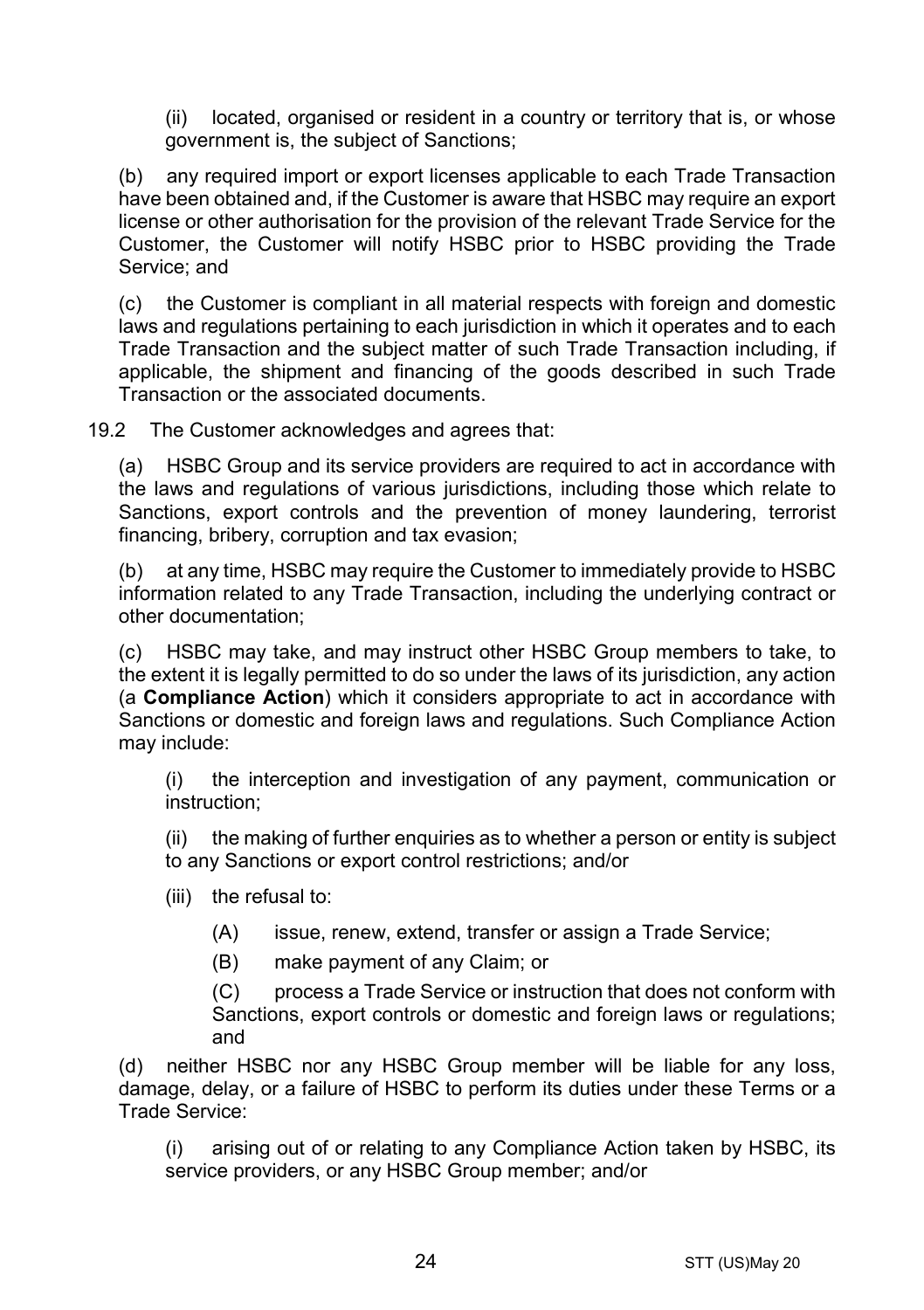(ii) located, organised or resident in a country or territory that is, or whose government is, the subject of Sanctions;

(b) any required import or export licenses applicable to each Trade Transaction have been obtained and, if the Customer is aware that HSBC may require an export license or other authorisation for the provision of the relevant Trade Service for the Customer, the Customer will notify HSBC prior to HSBC providing the Trade Service; and

(c) the Customer is compliant in all material respects with foreign and domestic laws and regulations pertaining to each jurisdiction in which it operates and to each Trade Transaction and the subject matter of such Trade Transaction including, if applicable, the shipment and financing of the goods described in such Trade Transaction or the associated documents.

19.2 The Customer acknowledges and agrees that:

(a) HSBC Group and its service providers are required to act in accordance with the laws and regulations of various jurisdictions, including those which relate to Sanctions, export controls and the prevention of money laundering, terrorist financing, bribery, corruption and tax evasion;

(b) at any time, HSBC may require the Customer to immediately provide to HSBC information related to any Trade Transaction, including the underlying contract or other documentation;

(c) HSBC may take, and may instruct other HSBC Group members to take, to the extent it is legally permitted to do so under the laws of its jurisdiction, any action (a **Compliance Action**) which it considers appropriate to act in accordance with Sanctions or domestic and foreign laws and regulations. Such Compliance Action may include:

(i) the interception and investigation of any payment, communication or instruction;

(ii) the making of further enquiries as to whether a person or entity is subject to any Sanctions or export control restrictions; and/or

(iii) the refusal to:

(A) issue, renew, extend, transfer or assign a Trade Service;

(B) make payment of any Claim; or

(C) process a Trade Service or instruction that does not conform with Sanctions, export controls or domestic and foreign laws or regulations; and

(d) neither HSBC nor any HSBC Group member will be liable for any loss, damage, delay, or a failure of HSBC to perform its duties under these Terms or a Trade Service:

(i) arising out of or relating to any Compliance Action taken by HSBC, its service providers, or any HSBC Group member; and/or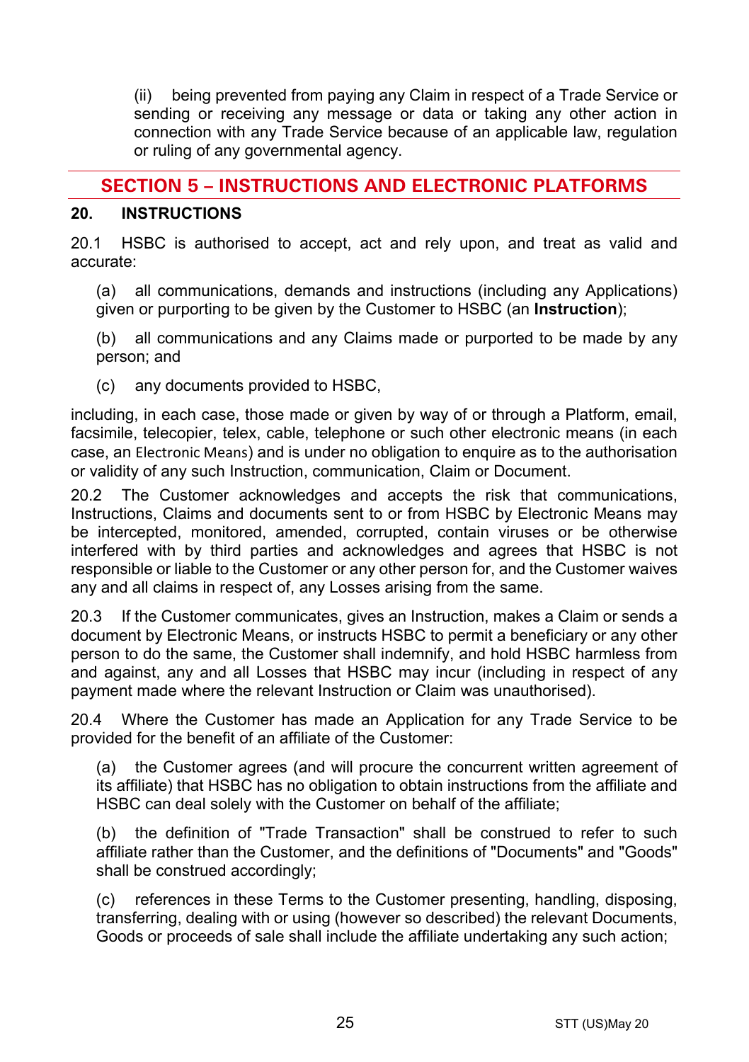(ii) being prevented from paying any Claim in respect of a Trade Service or sending or receiving any message or data or taking any other action in connection with any Trade Service because of an applicable law, regulation or ruling of any governmental agency.

## SECTION 5 – INSTRUCTIONS AND ELECTRONIC PLATFORMS

### 20. INSTRUCTIONS

20.1 HSBC is authorised to accept, act and rely upon, and treat as valid and accurate:

(a) all communications, demands and instructions (including any Applications) given or purporting to be given by the Customer to HSBC (an **Instruction**);

(b) all communications and any Claims made or purported to be made by any person; and

(c) any documents provided to HSBC,

including, in each case, those made or given by way of or through a Platform, email, facsimile, telecopier, telex, cable, telephone or such other electronic means (in each case, an Electronic Means) and is under no obligation to enquire as to the authorisation or validity of any such Instruction, communication, Claim or Document.

20.2 The Customer acknowledges and accepts the risk that communications, Instructions, Claims and documents sent to or from HSBC by Electronic Means may be intercepted, monitored, amended, corrupted, contain viruses or be otherwise interfered with by third parties and acknowledges and agrees that HSBC is not responsible or liable to the Customer or any other person for, and the Customer waives any and all claims in respect of, any Losses arising from the same.

20.3 If the Customer communicates, gives an Instruction, makes a Claim or sends a document by Electronic Means, or instructs HSBC to permit a beneficiary or any other person to do the same, the Customer shall indemnify, and hold HSBC harmless from and against, any and all Losses that HSBC may incur (including in respect of any payment made where the relevant Instruction or Claim was unauthorised).

20.4 Where the Customer has made an Application for any Trade Service to be provided for the benefit of an affiliate of the Customer:

(a) the Customer agrees (and will procure the concurrent written agreement of its affiliate) that HSBC has no obligation to obtain instructions from the affiliate and HSBC can deal solely with the Customer on behalf of the affiliate;

(b) the definition of "Trade Transaction" shall be construed to refer to such affiliate rather than the Customer, and the definitions of "Documents" and "Goods" shall be construed accordingly;

(c) references in these Terms to the Customer presenting, handling, disposing, transferring, dealing with or using (however so described) the relevant Documents, Goods or proceeds of sale shall include the affiliate undertaking any such action;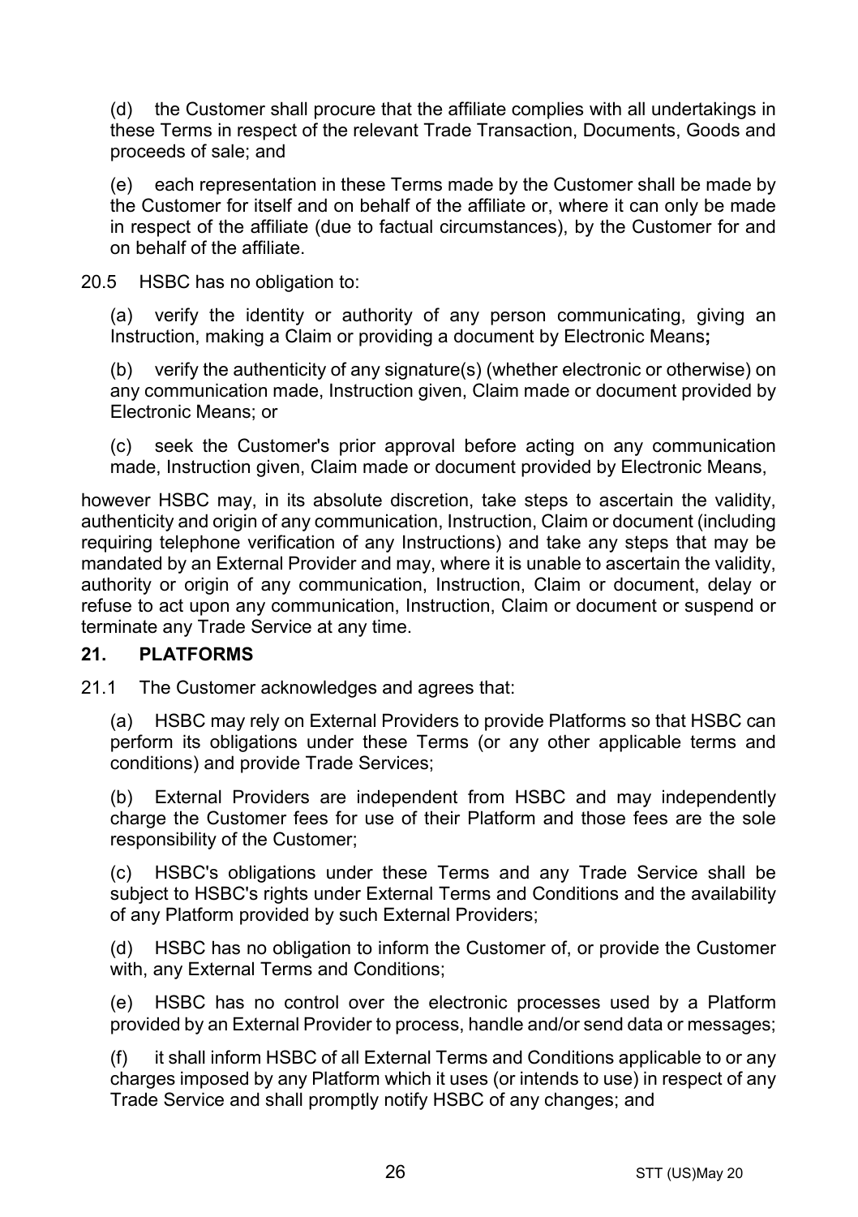(d) the Customer shall procure that the affiliate complies with all undertakings in these Terms in respect of the relevant Trade Transaction, Documents, Goods and proceeds of sale; and

(e) each representation in these Terms made by the Customer shall be made by the Customer for itself and on behalf of the affiliate or, where it can only be made in respect of the affiliate (due to factual circumstances), by the Customer for and on behalf of the affiliate.

20.5 HSBC has no obligation to:

(a) verify the identity or authority of any person communicating, giving an Instruction, making a Claim or providing a document by Electronic Means**;**

(b) verify the authenticity of any signature(s) (whether electronic or otherwise) on any communication made, Instruction given, Claim made or document provided by Electronic Means; or

(c) seek the Customer's prior approval before acting on any communication made, Instruction given, Claim made or document provided by Electronic Means,

however HSBC may, in its absolute discretion, take steps to ascertain the validity, authenticity and origin of any communication, Instruction, Claim or document (including requiring telephone verification of any Instructions) and take any steps that may be mandated by an External Provider and may, where it is unable to ascertain the validity, authority or origin of any communication, Instruction, Claim or document, delay or refuse to act upon any communication, Instruction, Claim or document or suspend or terminate any Trade Service at any time.

## 21. PLATFORMS

21.1 The Customer acknowledges and agrees that:

(a) HSBC may rely on External Providers to provide Platforms so that HSBC can perform its obligations under these Terms (or any other applicable terms and conditions) and provide Trade Services;

(b) External Providers are independent from HSBC and may independently charge the Customer fees for use of their Platform and those fees are the sole responsibility of the Customer;

(c) HSBC's obligations under these Terms and any Trade Service shall be subject to HSBC's rights under External Terms and Conditions and the availability of any Platform provided by such External Providers;

(d) HSBC has no obligation to inform the Customer of, or provide the Customer with, any External Terms and Conditions;

(e) HSBC has no control over the electronic processes used by a Platform provided by an External Provider to process, handle and/or send data or messages;

(f) it shall inform HSBC of all External Terms and Conditions applicable to or any charges imposed by any Platform which it uses (or intends to use) in respect of any Trade Service and shall promptly notify HSBC of any changes; and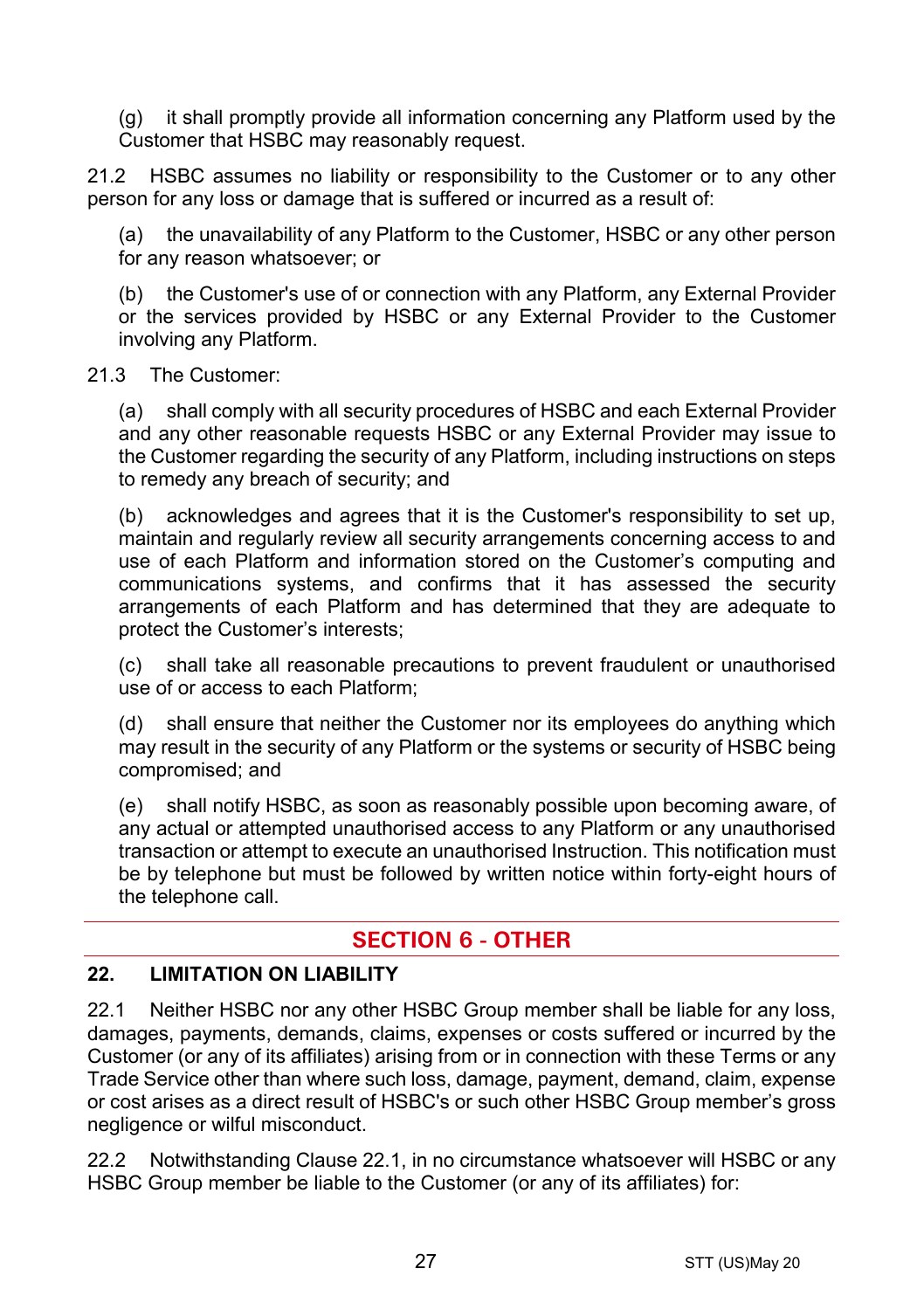(g) it shall promptly provide all information concerning any Platform used by the Customer that HSBC may reasonably request.

21.2 HSBC assumes no liability or responsibility to the Customer or to any other person for any loss or damage that is suffered or incurred as a result of:

(a) the unavailability of any Platform to the Customer, HSBC or any other person for any reason whatsoever; or

(b) the Customer's use of or connection with any Platform, any External Provider or the services provided by HSBC or any External Provider to the Customer involving any Platform.

21.3 The Customer:

(a) shall comply with all security procedures of HSBC and each External Provider and any other reasonable requests HSBC or any External Provider may issue to the Customer regarding the security of any Platform, including instructions on steps to remedy any breach of security; and

(b) acknowledges and agrees that it is the Customer's responsibility to set up, maintain and regularly review all security arrangements concerning access to and use of each Platform and information stored on the Customer's computing and communications systems, and confirms that it has assessed the security arrangements of each Platform and has determined that they are adequate to protect the Customer's interests;

(c) shall take all reasonable precautions to prevent fraudulent or unauthorised use of or access to each Platform;

(d) shall ensure that neither the Customer nor its employees do anything which may result in the security of any Platform or the systems or security of HSBC being compromised; and

(e) shall notify HSBC, as soon as reasonably possible upon becoming aware, of any actual or attempted unauthorised access to any Platform or any unauthorised transaction or attempt to execute an unauthorised Instruction. This notification must be by telephone but must be followed by written notice within forty-eight hours of the telephone call.

## SECTION 6 - OTHER

### 22. LIMITATION ON LIABILITY

22.1 Neither HSBC nor any other HSBC Group member shall be liable for any loss, damages, payments, demands, claims, expenses or costs suffered or incurred by the Customer (or any of its affiliates) arising from or in connection with these Terms or any Trade Service other than where such loss, damage, payment, demand, claim, expense or cost arises as a direct result of HSBC's or such other HSBC Group member's gross negligence or wilful misconduct.

22.2 Notwithstanding Clause 22.1, in no circumstance whatsoever will HSBC or any HSBC Group member be liable to the Customer (or any of its affiliates) for: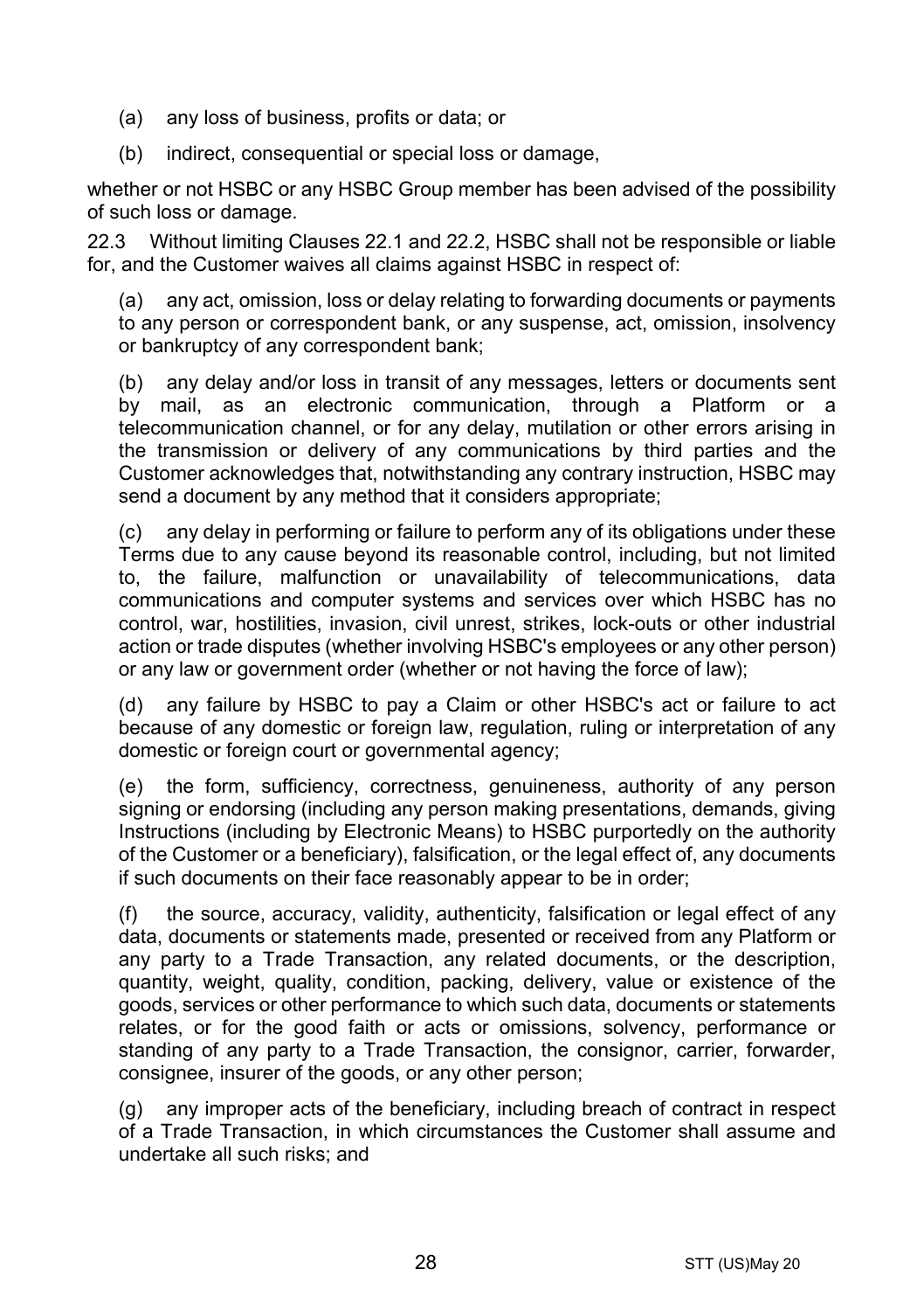(a) any loss of business, profits or data; or

(b) indirect, consequential or special loss or damage,

whether or not HSBC or any HSBC Group member has been advised of the possibility of such loss or damage.

22.3 Without limiting Clauses 22.1 and 22.2, HSBC shall not be responsible or liable for, and the Customer waives all claims against HSBC in respect of:

(a) any act, omission, loss or delay relating to forwarding documents or payments to any person or correspondent bank, or any suspense, act, omission, insolvency or bankruptcy of any correspondent bank;

(b) any delay and/or loss in transit of any messages, letters or documents sent by mail, as an electronic communication, through a Platform or a telecommunication channel, or for any delay, mutilation or other errors arising in the transmission or delivery of any communications by third parties and the Customer acknowledges that, notwithstanding any contrary instruction, HSBC may send a document by any method that it considers appropriate;

(c) any delay in performing or failure to perform any of its obligations under these Terms due to any cause beyond its reasonable control, including, but not limited to, the failure, malfunction or unavailability of telecommunications, data communications and computer systems and services over which HSBC has no control, war, hostilities, invasion, civil unrest, strikes, lock-outs or other industrial action or trade disputes (whether involving HSBC's employees or any other person) or any law or government order (whether or not having the force of law);

(d) any failure by HSBC to pay a Claim or other HSBC's act or failure to act because of any domestic or foreign law, regulation, ruling or interpretation of any domestic or foreign court or governmental agency;

(e) the form, sufficiency, correctness, genuineness, authority of any person signing or endorsing (including any person making presentations, demands, giving Instructions (including by Electronic Means) to HSBC purportedly on the authority of the Customer or a beneficiary), falsification, or the legal effect of, any documents if such documents on their face reasonably appear to be in order;

(f) the source, accuracy, validity, authenticity, falsification or legal effect of any data, documents or statements made, presented or received from any Platform or any party to a Trade Transaction, any related documents, or the description, quantity, weight, quality, condition, packing, delivery, value or existence of the goods, services or other performance to which such data, documents or statements relates, or for the good faith or acts or omissions, solvency, performance or standing of any party to a Trade Transaction, the consignor, carrier, forwarder, consignee, insurer of the goods, or any other person;

(g) any improper acts of the beneficiary, including breach of contract in respect of a Trade Transaction, in which circumstances the Customer shall assume and undertake all such risks; and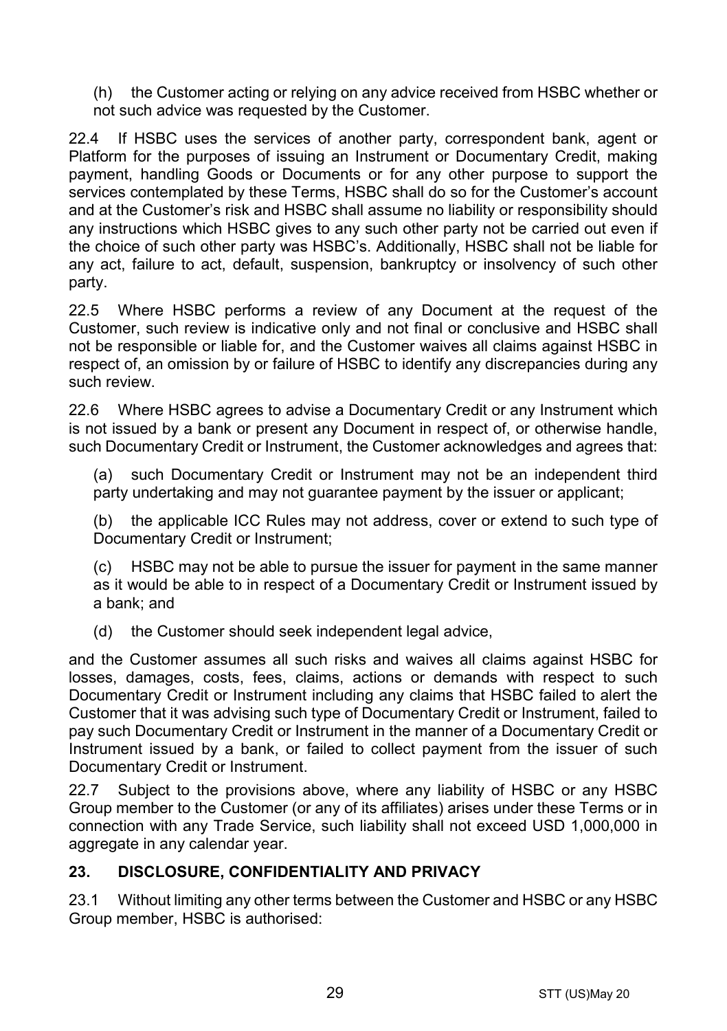(h) the Customer acting or relying on any advice received from HSBC whether or not such advice was requested by the Customer.

22.4 If HSBC uses the services of another party, correspondent bank, agent or Platform for the purposes of issuing an Instrument or Documentary Credit, making payment, handling Goods or Documents or for any other purpose to support the services contemplated by these Terms, HSBC shall do so for the Customer's account and at the Customer's risk and HSBC shall assume no liability or responsibility should any instructions which HSBC gives to any such other party not be carried out even if the choice of such other party was HSBC's. Additionally, HSBC shall not be liable for any act, failure to act, default, suspension, bankruptcy or insolvency of such other party.

22.5 Where HSBC performs a review of any Document at the request of the Customer, such review is indicative only and not final or conclusive and HSBC shall not be responsible or liable for, and the Customer waives all claims against HSBC in respect of, an omission by or failure of HSBC to identify any discrepancies during any such review.

22.6 Where HSBC agrees to advise a Documentary Credit or any Instrument which is not issued by a bank or present any Document in respect of, or otherwise handle, such Documentary Credit or Instrument, the Customer acknowledges and agrees that:

(a) such Documentary Credit or Instrument may not be an independent third party undertaking and may not guarantee payment by the issuer or applicant;

(b) the applicable ICC Rules may not address, cover or extend to such type of Documentary Credit or Instrument;

(c) HSBC may not be able to pursue the issuer for payment in the same manner as it would be able to in respect of a Documentary Credit or Instrument issued by a bank; and

(d) the Customer should seek independent legal advice,

and the Customer assumes all such risks and waives all claims against HSBC for losses, damages, costs, fees, claims, actions or demands with respect to such Documentary Credit or Instrument including any claims that HSBC failed to alert the Customer that it was advising such type of Documentary Credit or Instrument, failed to pay such Documentary Credit or Instrument in the manner of a Documentary Credit or Instrument issued by a bank, or failed to collect payment from the issuer of such Documentary Credit or Instrument.

22.7 Subject to the provisions above, where any liability of HSBC or any HSBC Group member to the Customer (or any of its affiliates) arises under these Terms or in connection with any Trade Service, such liability shall not exceed USD 1,000,000 in aggregate in any calendar year.

## 23. DISCLOSURE, CONFIDENTIALITY AND PRIVACY

23.1 Without limiting any other terms between the Customer and HSBC or any HSBC Group member, HSBC is authorised: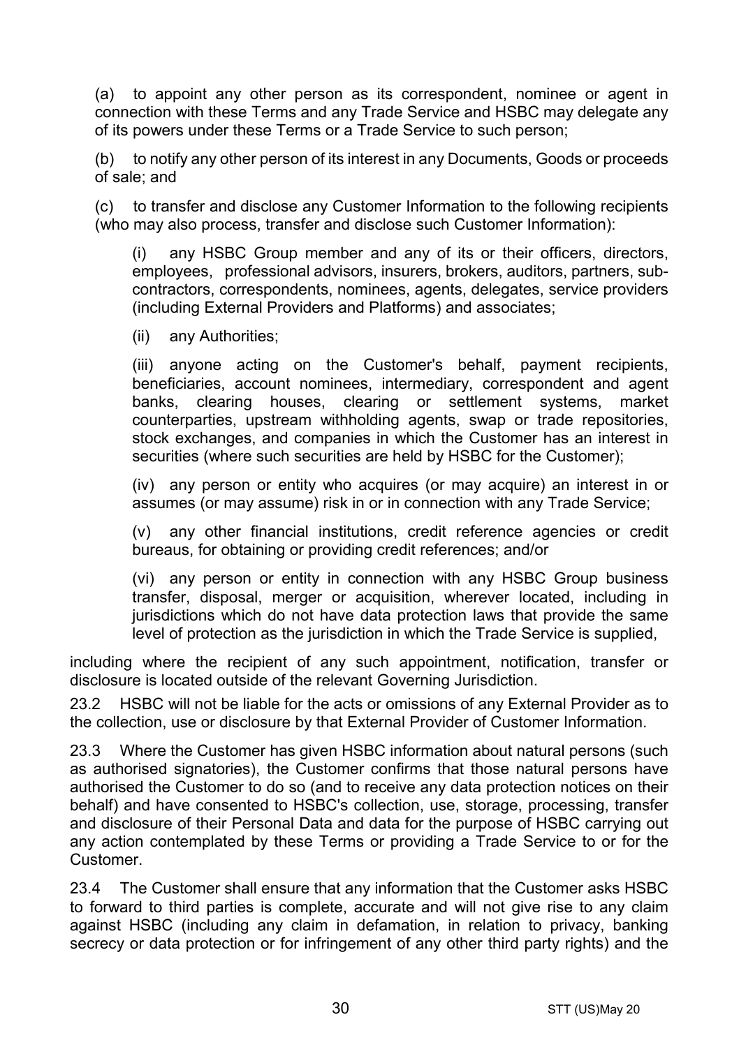(a) to appoint any other person as its correspondent, nominee or agent in connection with these Terms and any Trade Service and HSBC may delegate any of its powers under these Terms or a Trade Service to such person;

(b) to notify any other person of its interest in any Documents, Goods or proceeds of sale; and

(c) to transfer and disclose any Customer Information to the following recipients (who may also process, transfer and disclose such Customer Information):

> (i) any HSBC Group member and any of its or their officers, directors, employees, professional advisors, insurers, brokers, auditors, partners, sub-contractors, correspondents, nominees, agents, delegates, service providers (including External Providers and Platforms) and associates;
>
> (ii) any Authorities;
>
> (iii) anyone acting on the Customer's behalf, payment recipients, beneficiaries, account nominees, intermediary, correspondent and agent banks, clearing houses, clearing or settlement systems, market counterparties, upstream withholding agents, swap or trade repositories, stock exchanges, and companies in which the Customer has an interest in securities (where such securities are held by HSBC for the Customer);
>
> (iv) any person or entity who acquires (or may acquire) an interest in or assumes (or may assume) risk in or in connection with any Trade Service;
>
> (v) any other financial institutions, credit reference agencies or credit bureaus, for obtaining or providing credit references; and/or
>
> (vi) any person or entity in connection with any HSBC Group business transfer, disposal, merger or acquisition, wherever located, including in jurisdictions which do not have data protection laws that provide the same level of protection as the jurisdiction in which the Trade Service is supplied,

including where the recipient of any such appointment, notification, transfer or disclosure is located outside of the relevant Governing Jurisdiction.

23.2 HSBC will not be liable for the acts or omissions of any External Provider as to the collection, use or disclosure by that External Provider of Customer Information.

23.3 Where the Customer has given HSBC information about natural persons (such as authorised signatories), the Customer confirms that those natural persons have authorised the Customer to do so (and to receive any data protection notices on their behalf) and have consented to HSBC's collection, use, storage, processing, transfer and disclosure of their Personal Data and data for the purpose of HSBC carrying out any action contemplated by these Terms or providing a Trade Service to or for the Customer.

23.4 The Customer shall ensure that any information that the Customer asks HSBC to forward to third parties is complete, accurate and will not give rise to any claim against HSBC (including any claim in defamation, in relation to privacy, banking secrecy or data protection or for infringement of any other third party rights) and the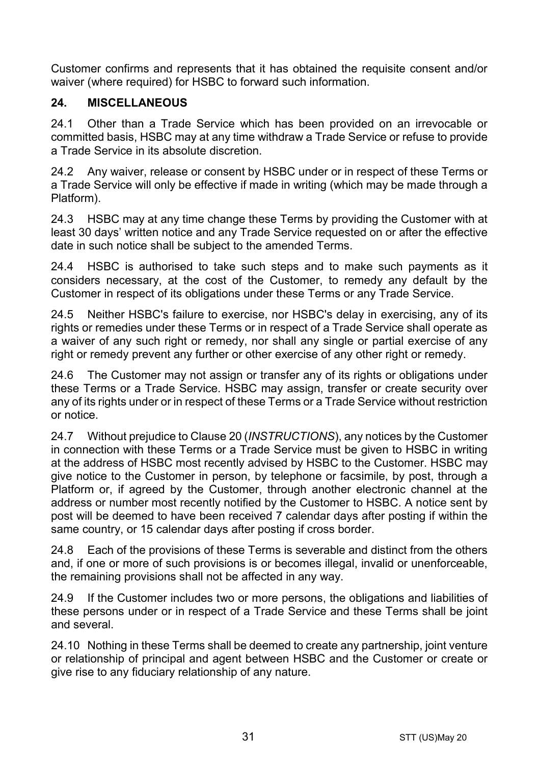Customer confirms and represents that it has obtained the requisite consent and/or waiver (where required) for HSBC to forward such information.

## 24. MISCELLANEOUS

24.1 Other than a Trade Service which has been provided on an irrevocable or committed basis, HSBC may at any time withdraw a Trade Service or refuse to provide a Trade Service in its absolute discretion.

24.2 Any waiver, release or consent by HSBC under or in respect of these Terms or a Trade Service will only be effective if made in writing (which may be made through a Platform).

24.3 HSBC may at any time change these Terms by providing the Customer with at least 30 days' written notice and any Trade Service requested on or after the effective date in such notice shall be subject to the amended Terms.

24.4 HSBC is authorised to take such steps and to make such payments as it considers necessary, at the cost of the Customer, to remedy any default by the Customer in respect of its obligations under these Terms or any Trade Service.

24.5 Neither HSBC's failure to exercise, nor HSBC's delay in exercising, any of its rights or remedies under these Terms or in respect of a Trade Service shall operate as a waiver of any such right or remedy, nor shall any single or partial exercise of any right or remedy prevent any further or other exercise of any other right or remedy.

24.6 The Customer may not assign or transfer any of its rights or obligations under these Terms or a Trade Service. HSBC may assign, transfer or create security over any of its rights under or in respect of these Terms or a Trade Service without restriction or notice.

24.7 Without prejudice to Clause 20 (*INSTRUCTIONS*), any notices by the Customer in connection with these Terms or a Trade Service must be given to HSBC in writing at the address of HSBC most recently advised by HSBC to the Customer. HSBC may give notice to the Customer in person, by telephone or facsimile, by post, through a Platform or, if agreed by the Customer, through another electronic channel at the address or number most recently notified by the Customer to HSBC. A notice sent by post will be deemed to have been received 7 calendar days after posting if within the same country, or 15 calendar days after posting if cross border.

24.8 Each of the provisions of these Terms is severable and distinct from the others and, if one or more of such provisions is or becomes illegal, invalid or unenforceable, the remaining provisions shall not be affected in any way.

24.9 If the Customer includes two or more persons, the obligations and liabilities of these persons under or in respect of a Trade Service and these Terms shall be joint and several.

24.10 Nothing in these Terms shall be deemed to create any partnership, joint venture or relationship of principal and agent between HSBC and the Customer or create or give rise to any fiduciary relationship of any nature.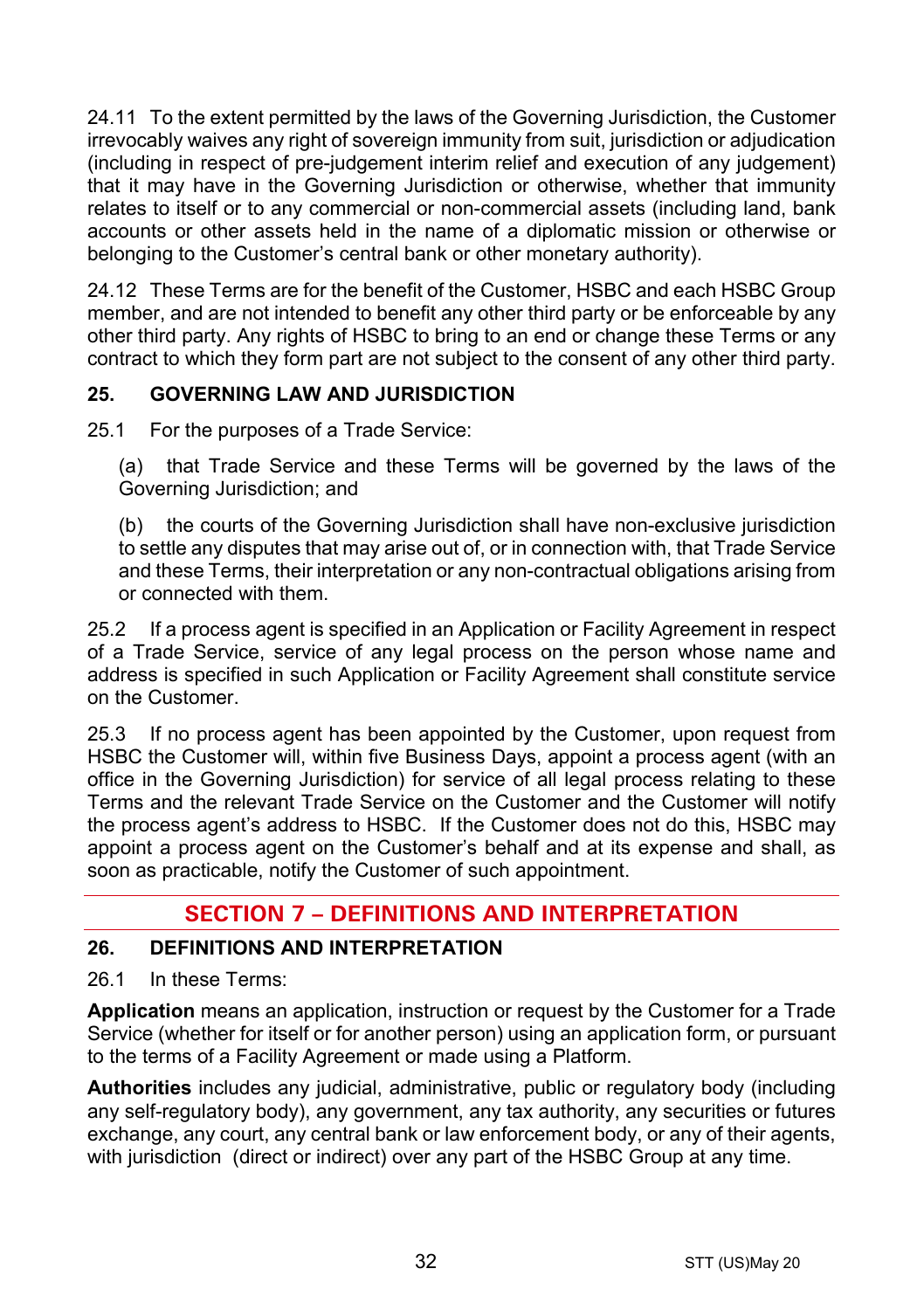24.11 To the extent permitted by the laws of the Governing Jurisdiction, the Customer irrevocably waives any right of sovereign immunity from suit, jurisdiction or adjudication (including in respect of pre-judgement interim relief and execution of any judgement) that it may have in the Governing Jurisdiction or otherwise, whether that immunity relates to itself or to any commercial or non-commercial assets (including land, bank accounts or other assets held in the name of a diplomatic mission or otherwise or belonging to the Customer's central bank or other monetary authority).

24.12 These Terms are for the benefit of the Customer, HSBC and each HSBC Group member, and are not intended to benefit any other third party or be enforceable by any other third party. Any rights of HSBC to bring to an end or change these Terms or any contract to which they form part are not subject to the consent of any other third party.

### 25. GOVERNING LAW AND JURISDICTION

25.1 For the purposes of a Trade Service:

(a) that Trade Service and these Terms will be governed by the laws of the Governing Jurisdiction; and

(b) the courts of the Governing Jurisdiction shall have non-exclusive jurisdiction to settle any disputes that may arise out of, or in connection with, that Trade Service and these Terms, their interpretation or any non-contractual obligations arising from or connected with them.

25.2 If a process agent is specified in an Application or Facility Agreement in respect of a Trade Service, service of any legal process on the person whose name and address is specified in such Application or Facility Agreement shall constitute service on the Customer.

25.3 If no process agent has been appointed by the Customer, upon request from HSBC the Customer will, within five Business Days, appoint a process agent (with an office in the Governing Jurisdiction) for service of all legal process relating to these Terms and the relevant Trade Service on the Customer and the Customer will notify the process agent's address to HSBC. If the Customer does not do this, HSBC may appoint a process agent on the Customer's behalf and at its expense and shall, as soon as practicable, notify the Customer of such appointment.

## SECTION 7 – DEFINITIONS AND INTERPRETATION

### 26. DEFINITIONS AND INTERPRETATION

26.1 In these Terms:

**Application** means an application, instruction or request by the Customer for a Trade Service (whether for itself or for another person) using an application form, or pursuant to the terms of a Facility Agreement or made using a Platform.

**Authorities** includes any judicial, administrative, public or regulatory body (including any self-regulatory body), any government, any tax authority, any securities or futures exchange, any court, any central bank or law enforcement body, or any of their agents, with jurisdiction (direct or indirect) over any part of the HSBC Group at any time.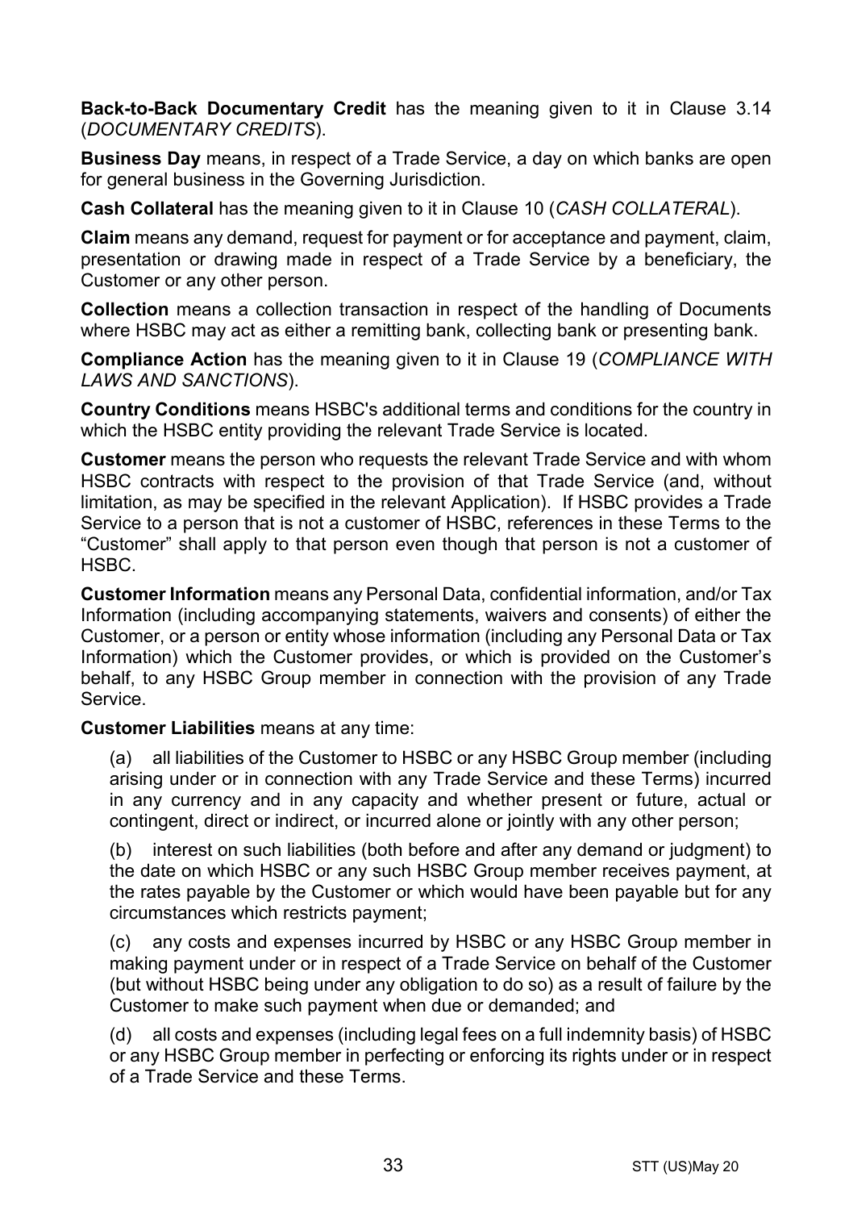**Back-to-Back Documentary Credit** has the meaning given to it in Clause 3.14 (*DOCUMENTARY CREDITS*).

**Business Day** means, in respect of a Trade Service, a day on which banks are open for general business in the Governing Jurisdiction.

**Cash Collateral** has the meaning given to it in Clause 10 (*CASH COLLATERAL*).

**Claim** means any demand, request for payment or for acceptance and payment, claim, presentation or drawing made in respect of a Trade Service by a beneficiary, the Customer or any other person.

**Collection** means a collection transaction in respect of the handling of Documents where HSBC may act as either a remitting bank, collecting bank or presenting bank.

**Compliance Action** has the meaning given to it in Clause 19 (*COMPLIANCE WITH LAWS AND SANCTIONS*).

**Country Conditions** means HSBC's additional terms and conditions for the country in which the HSBC entity providing the relevant Trade Service is located.

**Customer** means the person who requests the relevant Trade Service and with whom HSBC contracts with respect to the provision of that Trade Service (and, without limitation, as may be specified in the relevant Application). If HSBC provides a Trade Service to a person that is not a customer of HSBC, references in these Terms to the "Customer" shall apply to that person even though that person is not a customer of HSBC.

**Customer Information** means any Personal Data, confidential information, and/or Tax Information (including accompanying statements, waivers and consents) of either the Customer, or a person or entity whose information (including any Personal Data or Tax Information) which the Customer provides, or which is provided on the Customer's behalf, to any HSBC Group member in connection with the provision of any Trade Service.

**Customer Liabilities** means at any time:

(a) all liabilities of the Customer to HSBC or any HSBC Group member (including arising under or in connection with any Trade Service and these Terms) incurred in any currency and in any capacity and whether present or future, actual or contingent, direct or indirect, or incurred alone or jointly with any other person;

(b) interest on such liabilities (both before and after any demand or judgment) to the date on which HSBC or any such HSBC Group member receives payment, at the rates payable by the Customer or which would have been payable but for any circumstances which restricts payment;

(c) any costs and expenses incurred by HSBC or any HSBC Group member in making payment under or in respect of a Trade Service on behalf of the Customer (but without HSBC being under any obligation to do so) as a result of failure by the Customer to make such payment when due or demanded; and

(d) all costs and expenses (including legal fees on a full indemnity basis) of HSBC or any HSBC Group member in perfecting or enforcing its rights under or in respect of a Trade Service and these Terms.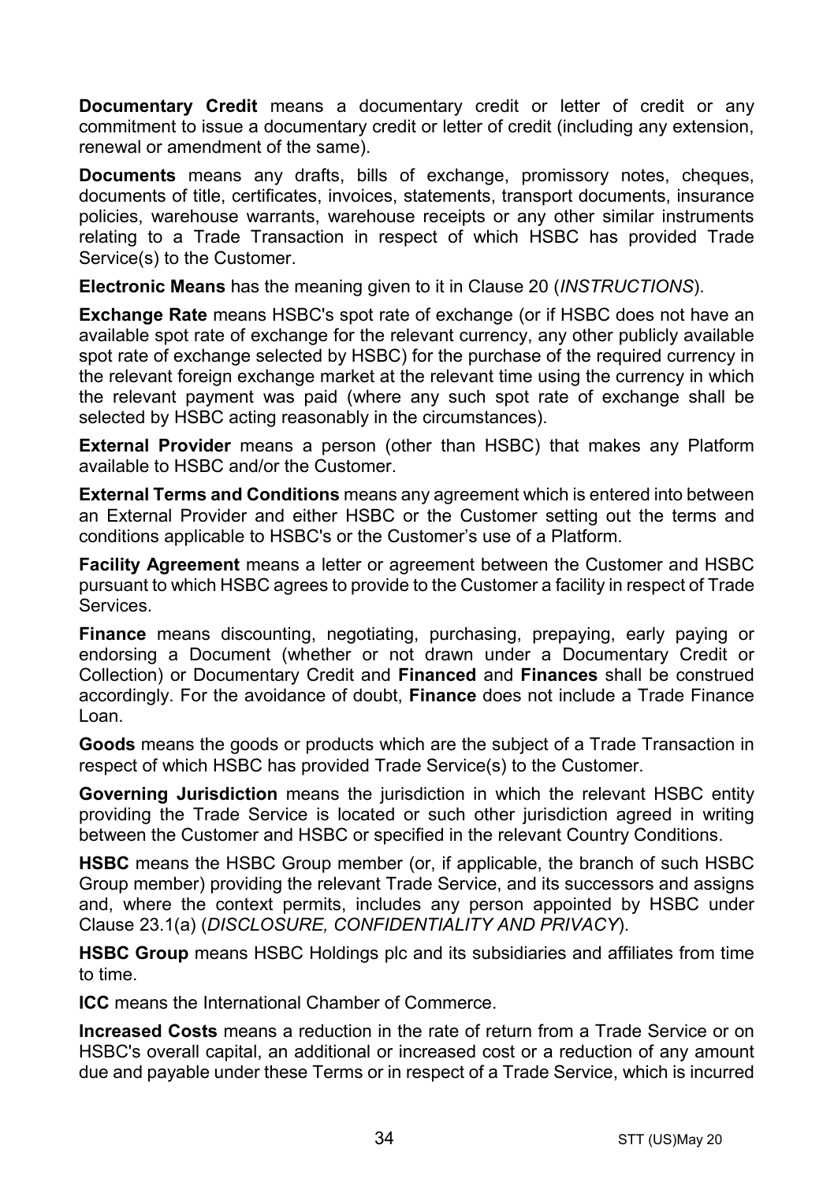**Documentary Credit** means a documentary credit or letter of credit or any commitment to issue a documentary credit or letter of credit (including any extension, renewal or amendment of the same).

**Documents** means any drafts, bills of exchange, promissory notes, cheques, documents of title, certificates, invoices, statements, transport documents, insurance policies, warehouse warrants, warehouse receipts or any other similar instruments relating to a Trade Transaction in respect of which HSBC has provided Trade Service(s) to the Customer.

**Electronic Means** has the meaning given to it in Clause 20 (*INSTRUCTIONS*).

**Exchange Rate** means HSBC's spot rate of exchange (or if HSBC does not have an available spot rate of exchange for the relevant currency, any other publicly available spot rate of exchange selected by HSBC) for the purchase of the required currency in the relevant foreign exchange market at the relevant time using the currency in which the relevant payment was paid (where any such spot rate of exchange shall be selected by HSBC acting reasonably in the circumstances).

**External Provider** means a person (other than HSBC) that makes any Platform available to HSBC and/or the Customer.

**External Terms and Conditions** means any agreement which is entered into between an External Provider and either HSBC or the Customer setting out the terms and conditions applicable to HSBC's or the Customer's use of a Platform.

**Facility Agreement** means a letter or agreement between the Customer and HSBC pursuant to which HSBC agrees to provide to the Customer a facility in respect of Trade Services.

**Finance** means discounting, negotiating, purchasing, prepaying, early paying or endorsing a Document (whether or not drawn under a Documentary Credit or Collection) or Documentary Credit and **Financed** and **Finances** shall be construed accordingly. For the avoidance of doubt, **Finance** does not include a Trade Finance Loan.

**Goods** means the goods or products which are the subject of a Trade Transaction in respect of which HSBC has provided Trade Service(s) to the Customer.

**Governing Jurisdiction** means the jurisdiction in which the relevant HSBC entity providing the Trade Service is located or such other jurisdiction agreed in writing between the Customer and HSBC or specified in the relevant Country Conditions.

**HSBC** means the HSBC Group member (or, if applicable, the branch of such HSBC Group member) providing the relevant Trade Service, and its successors and assigns and, where the context permits, includes any person appointed by HSBC under Clause 23.1(a) (*DISCLOSURE, CONFIDENTIALITY AND PRIVACY*).

**HSBC Group** means HSBC Holdings plc and its subsidiaries and affiliates from time to time.

**ICC** means the International Chamber of Commerce.

**Increased Costs** means a reduction in the rate of return from a Trade Service or on HSBC's overall capital, an additional or increased cost or a reduction of any amount due and payable under these Terms or in respect of a Trade Service, which is incurred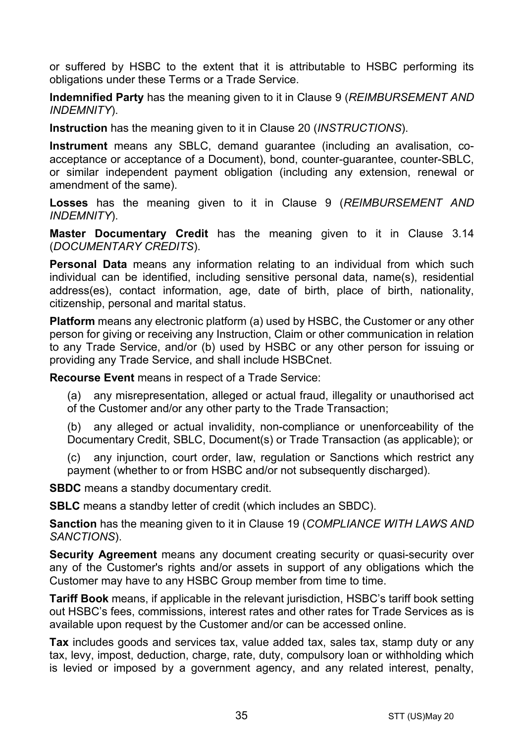or suffered by HSBC to the extent that it is attributable to HSBC performing its obligations under these Terms or a Trade Service.

**Indemnified Party** has the meaning given to it in Clause 9 (*REIMBURSEMENT AND INDEMNITY*).

**Instruction** has the meaning given to it in Clause 20 (*INSTRUCTIONS*).

**Instrument** means any SBLC, demand guarantee (including an avalisation, co-acceptance or acceptance of a Document), bond, counter-guarantee, counter-SBLC, or similar independent payment obligation (including any extension, renewal or amendment of the same).

**Losses** has the meaning given to it in Clause 9 (*REIMBURSEMENT AND INDEMNITY*).

**Master Documentary Credit** has the meaning given to it in Clause 3.14 (*DOCUMENTARY CREDITS*).

**Personal Data** means any information relating to an individual from which such individual can be identified, including sensitive personal data, name(s), residential address(es), contact information, age, date of birth, place of birth, nationality, citizenship, personal and marital status.

**Platform** means any electronic platform (a) used by HSBC, the Customer or any other person for giving or receiving any Instruction, Claim or other communication in relation to any Trade Service, and/or (b) used by HSBC or any other person for issuing or providing any Trade Service, and shall include HSBCnet.

**Recourse Event** means in respect of a Trade Service:

(a) any misrepresentation, alleged or actual fraud, illegality or unauthorised act of the Customer and/or any other party to the Trade Transaction;

(b) any alleged or actual invalidity, non-compliance or unenforceability of the Documentary Credit, SBLC, Document(s) or Trade Transaction (as applicable); or

(c) any injunction, court order, law, regulation or Sanctions which restrict any payment (whether to or from HSBC and/or not subsequently discharged).

**SBDC** means a standby documentary credit.

**SBLC** means a standby letter of credit (which includes an SBDC).

**Sanction** has the meaning given to it in Clause 19 (*COMPLIANCE WITH LAWS AND SANCTIONS*).

**Security Agreement** means any document creating security or quasi-security over any of the Customer's rights and/or assets in support of any obligations which the Customer may have to any HSBC Group member from time to time.

**Tariff Book** means, if applicable in the relevant jurisdiction, HSBC's tariff book setting out HSBC's fees, commissions, interest rates and other rates for Trade Services as is available upon request by the Customer and/or can be accessed online.

**Tax** includes goods and services tax, value added tax, sales tax, stamp duty or any tax, levy, impost, deduction, charge, rate, duty, compulsory loan or withholding which is levied or imposed by a government agency, and any related interest, penalty,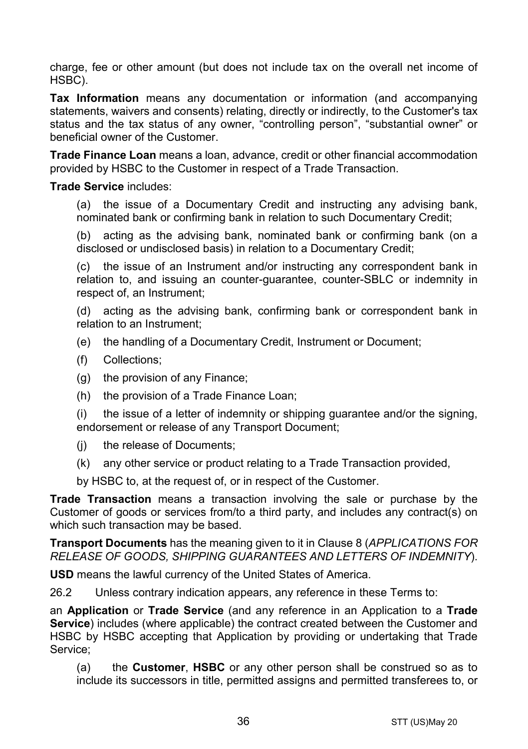charge, fee or other amount (but does not include tax on the overall net income of HSBC).

**Tax Information** means any documentation or information (and accompanying statements, waivers and consents) relating, directly or indirectly, to the Customer's tax status and the tax status of any owner, "controlling person", "substantial owner" or beneficial owner of the Customer.

**Trade Finance Loan** means a loan, advance, credit or other financial accommodation provided by HSBC to the Customer in respect of a Trade Transaction.

**Trade Service** includes:

(a) the issue of a Documentary Credit and instructing any advising bank, nominated bank or confirming bank in relation to such Documentary Credit;

(b) acting as the advising bank, nominated bank or confirming bank (on a disclosed or undisclosed basis) in relation to a Documentary Credit;

(c) the issue of an Instrument and/or instructing any correspondent bank in relation to, and issuing an counter-guarantee, counter-SBLC or indemnity in respect of, an Instrument;

(d) acting as the advising bank, confirming bank or correspondent bank in relation to an Instrument;

(e) the handling of a Documentary Credit, Instrument or Document;

(f) Collections;

(g) the provision of any Finance;

(h) the provision of a Trade Finance Loan;

(i) the issue of a letter of indemnity or shipping guarantee and/or the signing, endorsement or release of any Transport Document;

(j) the release of Documents;

(k) any other service or product relating to a Trade Transaction provided,

by HSBC to, at the request of, or in respect of the Customer.

**Trade Transaction** means a transaction involving the sale or purchase by the Customer of goods or services from/to a third party, and includes any contract(s) on which such transaction may be based.

**Transport Documents** has the meaning given to it in Clause 8 (*APPLICATIONS FOR RELEASE OF GOODS, SHIPPING GUARANTEES AND LETTERS OF INDEMNITY*).

**USD** means the lawful currency of the United States of America.

26.2 Unless contrary indication appears, any reference in these Terms to:

an **Application** or **Trade Service** (and any reference in an Application to a **Trade Service**) includes (where applicable) the contract created between the Customer and HSBC by HSBC accepting that Application by providing or undertaking that Trade Service;

(a) the **Customer**, **HSBC** or any other person shall be construed so as to include its successors in title, permitted assigns and permitted transferees to, or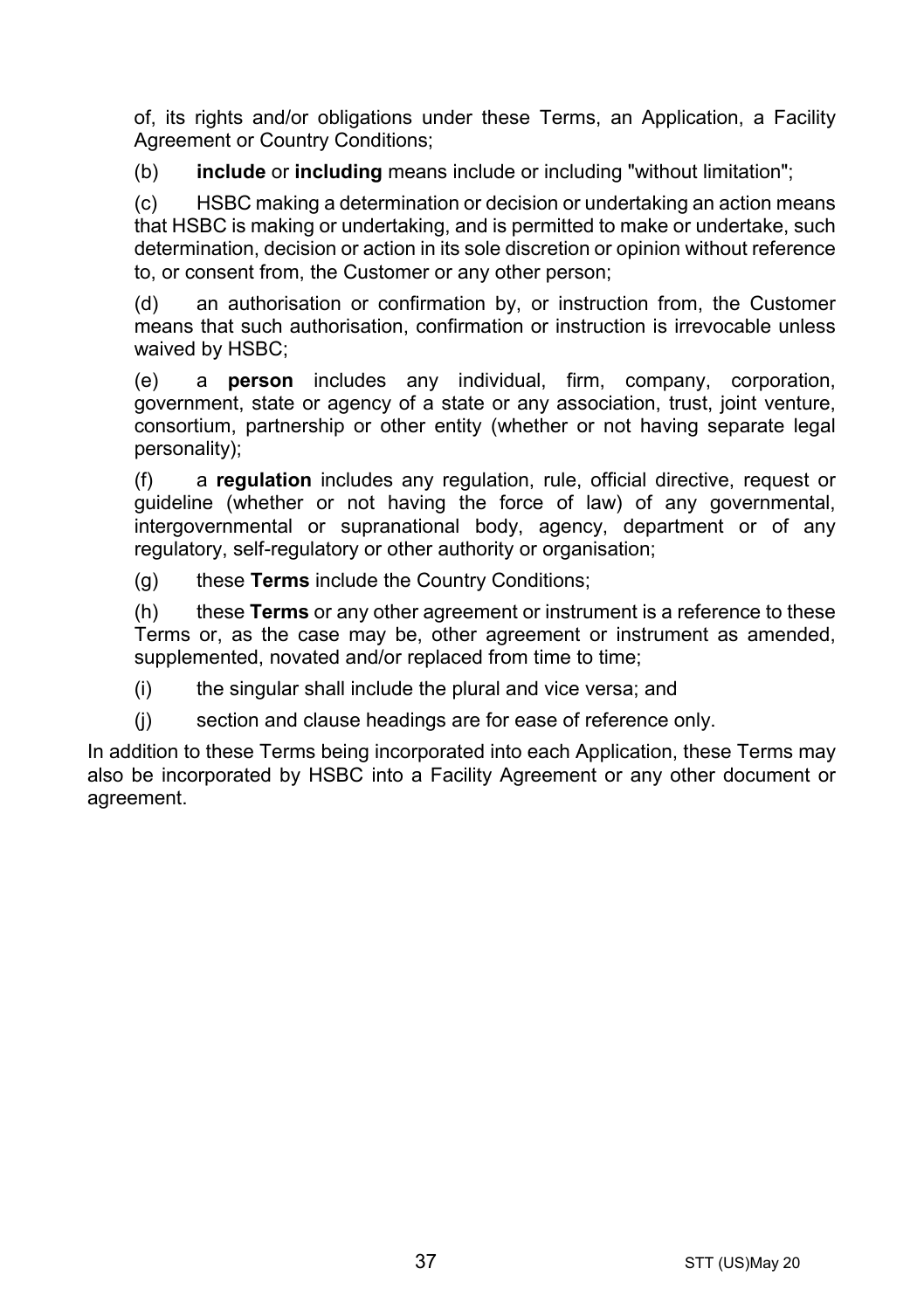of, its rights and/or obligations under these Terms, an Application, a Facility Agreement or Country Conditions;

(b) **include** or **including** means include or including "without limitation";

(c) HSBC making a determination or decision or undertaking an action means that HSBC is making or undertaking, and is permitted to make or undertake, such determination, decision or action in its sole discretion or opinion without reference to, or consent from, the Customer or any other person;

(d) an authorisation or confirmation by, or instruction from, the Customer means that such authorisation, confirmation or instruction is irrevocable unless waived by HSBC;

(e) a **person** includes any individual, firm, company, corporation, government, state or agency of a state or any association, trust, joint venture, consortium, partnership or other entity (whether or not having separate legal personality);

(f) a **regulation** includes any regulation, rule, official directive, request or guideline (whether or not having the force of law) of any governmental, intergovernmental or supranational body, agency, department or of any regulatory, self-regulatory or other authority or organisation;

(g) these **Terms** include the Country Conditions;

(h) these **Terms** or any other agreement or instrument is a reference to these Terms or, as the case may be, other agreement or instrument as amended, supplemented, novated and/or replaced from time to time;

(i) the singular shall include the plural and vice versa; and

(j) section and clause headings are for ease of reference only.

In addition to these Terms being incorporated into each Application, these Terms may also be incorporated by HSBC into a Facility Agreement or any other document or agreement.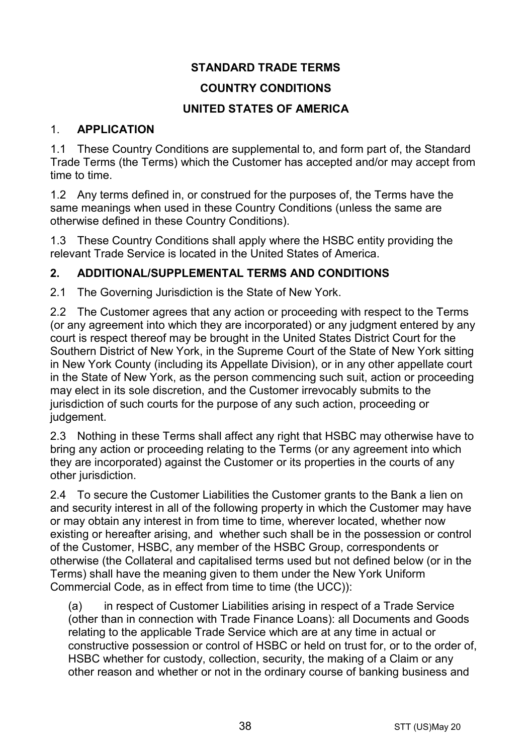# STANDARD TRADE TERMS

## COUNTRY CONDITIONS

## UNITED STATES OF AMERICA

### 1. APPLICATION

1.1 These Country Conditions are supplemental to, and form part of, the Standard Trade Terms (the Terms) which the Customer has accepted and/or may accept from time to time.

1.2 Any terms defined in, or construed for the purposes of, the Terms have the same meanings when used in these Country Conditions (unless the same are otherwise defined in these Country Conditions).

1.3 These Country Conditions shall apply where the HSBC entity providing the relevant Trade Service is located in the United States of America.

### 2. ADDITIONAL/SUPPLEMENTAL TERMS AND CONDITIONS

2.1 The Governing Jurisdiction is the State of New York.

2.2 The Customer agrees that any action or proceeding with respect to the Terms (or any agreement into which they are incorporated) or any judgment entered by any court is respect thereof may be brought in the United States District Court for the Southern District of New York, in the Supreme Court of the State of New York sitting in New York County (including its Appellate Division), or in any other appellate court in the State of New York, as the person commencing such suit, action or proceeding may elect in its sole discretion, and the Customer irrevocably submits to the jurisdiction of such courts for the purpose of any such action, proceeding or judgement.

2.3 Nothing in these Terms shall affect any right that HSBC may otherwise have to bring any action or proceeding relating to the Terms (or any agreement into which they are incorporated) against the Customer or its properties in the courts of any other jurisdiction.

2.4 To secure the Customer Liabilities the Customer grants to the Bank a lien on and security interest in all of the following property in which the Customer may have or may obtain any interest in from time to time, wherever located, whether now existing or hereafter arising, and whether such shall be in the possession or control of the Customer, HSBC, any member of the HSBC Group, correspondents or otherwise (the Collateral and capitalised terms used but not defined below (or in the Terms) shall have the meaning given to them under the New York Uniform Commercial Code, as in effect from time to time (the UCC)):

(a) in respect of Customer Liabilities arising in respect of a Trade Service (other than in connection with Trade Finance Loans): all Documents and Goods relating to the applicable Trade Service which are at any time in actual or constructive possession or control of HSBC or held on trust for, or to the order of, HSBC whether for custody, collection, security, the making of a Claim or any other reason and whether or not in the ordinary course of banking business and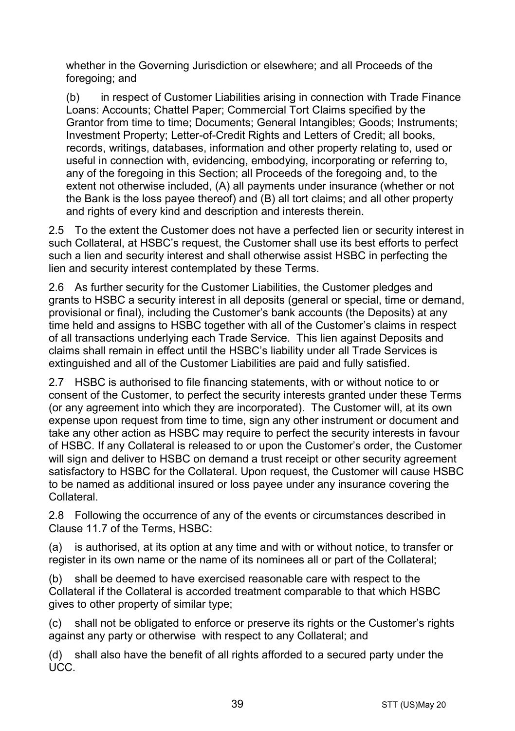whether in the Governing Jurisdiction or elsewhere; and all Proceeds of the foregoing; and

(b) in respect of Customer Liabilities arising in connection with Trade Finance Loans: Accounts; Chattel Paper; Commercial Tort Claims specified by the Grantor from time to time; Documents; General Intangibles; Goods; Instruments; Investment Property; Letter-of-Credit Rights and Letters of Credit; all books, records, writings, databases, information and other property relating to, used or useful in connection with, evidencing, embodying, incorporating or referring to, any of the foregoing in this Section; all Proceeds of the foregoing and, to the extent not otherwise included, (A) all payments under insurance (whether or not the Bank is the loss payee thereof) and (B) all tort claims; and all other property and rights of every kind and description and interests therein.

2.5 To the extent the Customer does not have a perfected lien or security interest in such Collateral, at HSBC's request, the Customer shall use its best efforts to perfect such a lien and security interest and shall otherwise assist HSBC in perfecting the lien and security interest contemplated by these Terms.

2.6 As further security for the Customer Liabilities, the Customer pledges and grants to HSBC a security interest in all deposits (general or special, time or demand, provisional or final), including the Customer's bank accounts (the Deposits) at any time held and assigns to HSBC together with all of the Customer's claims in respect of all transactions underlying each Trade Service. This lien against Deposits and claims shall remain in effect until the HSBC's liability under all Trade Services is extinguished and all of the Customer Liabilities are paid and fully satisfied.

2.7 HSBC is authorised to file financing statements, with or without notice to or consent of the Customer, to perfect the security interests granted under these Terms (or any agreement into which they are incorporated). The Customer will, at its own expense upon request from time to time, sign any other instrument or document and take any other action as HSBC may require to perfect the security interests in favour of HSBC. If any Collateral is released to or upon the Customer's order, the Customer will sign and deliver to HSBC on demand a trust receipt or other security agreement satisfactory to HSBC for the Collateral. Upon request, the Customer will cause HSBC to be named as additional insured or loss payee under any insurance covering the Collateral.

2.8 Following the occurrence of any of the events or circumstances described in Clause 11.7 of the Terms, HSBC:

(a) is authorised, at its option at any time and with or without notice, to transfer or register in its own name or the name of its nominees all or part of the Collateral;

(b) shall be deemed to have exercised reasonable care with respect to the Collateral if the Collateral is accorded treatment comparable to that which HSBC gives to other property of similar type;

(c) shall not be obligated to enforce or preserve its rights or the Customer's rights against any party or otherwise with respect to any Collateral; and

(d) shall also have the benefit of all rights afforded to a secured party under the UCC.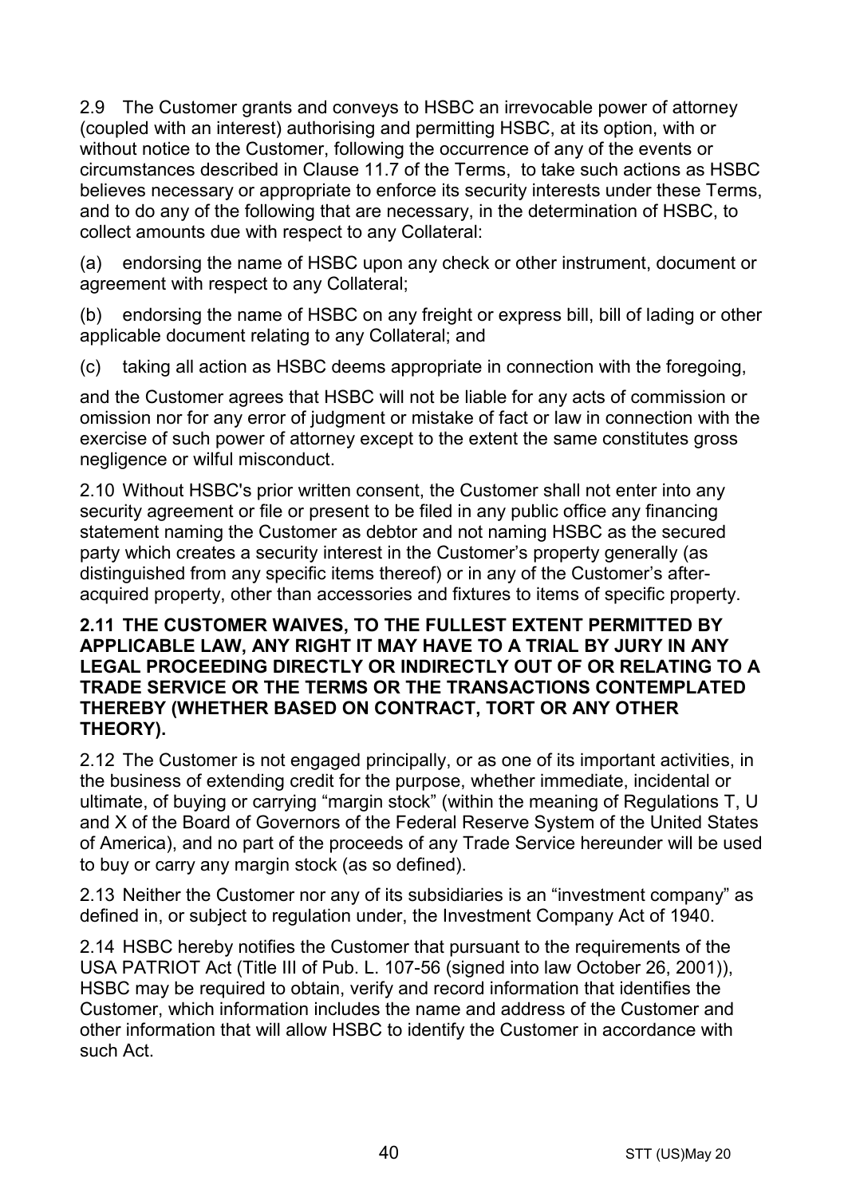2.9 The Customer grants and conveys to HSBC an irrevocable power of attorney (coupled with an interest) authorising and permitting HSBC, at its option, with or without notice to the Customer, following the occurrence of any of the events or circumstances described in Clause 11.7 of the Terms, to take such actions as HSBC believes necessary or appropriate to enforce its security interests under these Terms, and to do any of the following that are necessary, in the determination of HSBC, to collect amounts due with respect to any Collateral:

(a) endorsing the name of HSBC upon any check or other instrument, document or agreement with respect to any Collateral;

(b) endorsing the name of HSBC on any freight or express bill, bill of lading or other applicable document relating to any Collateral; and

(c) taking all action as HSBC deems appropriate in connection with the foregoing,

and the Customer agrees that HSBC will not be liable for any acts of commission or omission nor for any error of judgment or mistake of fact or law in connection with the exercise of such power of attorney except to the extent the same constitutes gross negligence or wilful misconduct.

2.10 Without HSBC's prior written consent, the Customer shall not enter into any security agreement or file or present to be filed in any public office any financing statement naming the Customer as debtor and not naming HSBC as the secured party which creates a security interest in the Customer's property generally (as distinguished from any specific items thereof) or in any of the Customer's after-acquired property, other than accessories and fixtures to items of specific property.

**2.11 THE CUSTOMER WAIVES, TO THE FULLEST EXTENT PERMITTED BY APPLICABLE LAW, ANY RIGHT IT MAY HAVE TO A TRIAL BY JURY IN ANY LEGAL PROCEEDING DIRECTLY OR INDIRECTLY OUT OF OR RELATING TO A TRADE SERVICE OR THE TERMS OR THE TRANSACTIONS CONTEMPLATED THEREBY (WHETHER BASED ON CONTRACT, TORT OR ANY OTHER THEORY).**

2.12 The Customer is not engaged principally, or as one of its important activities, in the business of extending credit for the purpose, whether immediate, incidental or ultimate, of buying or carrying "margin stock" (within the meaning of Regulations T, U and X of the Board of Governors of the Federal Reserve System of the United States of America), and no part of the proceeds of any Trade Service hereunder will be used to buy or carry any margin stock (as so defined).

2.13 Neither the Customer nor any of its subsidiaries is an "investment company" as defined in, or subject to regulation under, the Investment Company Act of 1940.

2.14 HSBC hereby notifies the Customer that pursuant to the requirements of the USA PATRIOT Act (Title III of Pub. L. 107-56 (signed into law October 26, 2001)), HSBC may be required to obtain, verify and record information that identifies the Customer, which information includes the name and address of the Customer and other information that will allow HSBC to identify the Customer in accordance with such Act.